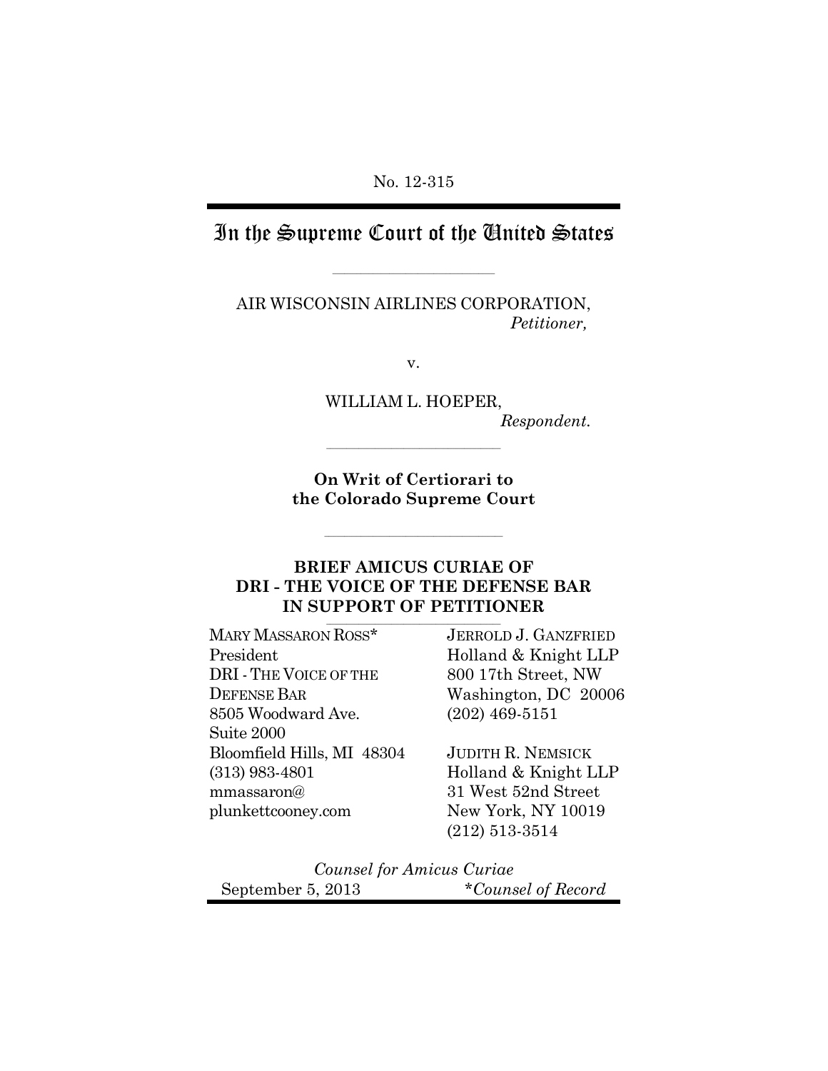No. 12-315

# In the Supreme Court of the United States

AIR WISCONSIN AIRLINES CORPORATION,
*Petitioner,*

v.

WILLIAM L. HOEPER,
*Respondent.*

**On Writ of Certiorari to the Colorado Supreme Court**

## BRIEF AMICUS CURIAE OF DRI - THE VOICE OF THE DEFENSE BAR IN SUPPORT OF PETITIONER

MARY MASSARON ROSS*
President
DRI - THE VOICE OF THE DEFENSE BAR
8505 Woodward Ave.
Suite 2000
Bloomfield Hills, MI 48304
(313) 983-4801
mmassaron@plunkettcooney.com

JERROLD J. GANZFRIED
Holland & Knight LLP
800 17th Street, NW
Washington, DC 20006
(202) 469-5151

JUDITH R. NEMSICK
Holland & Knight LLP
31 West 52nd Street
New York, NY 10019
(212) 513-3514

*Counsel for Amicus Curiae*

September 5, 2013

**Counsel of Record*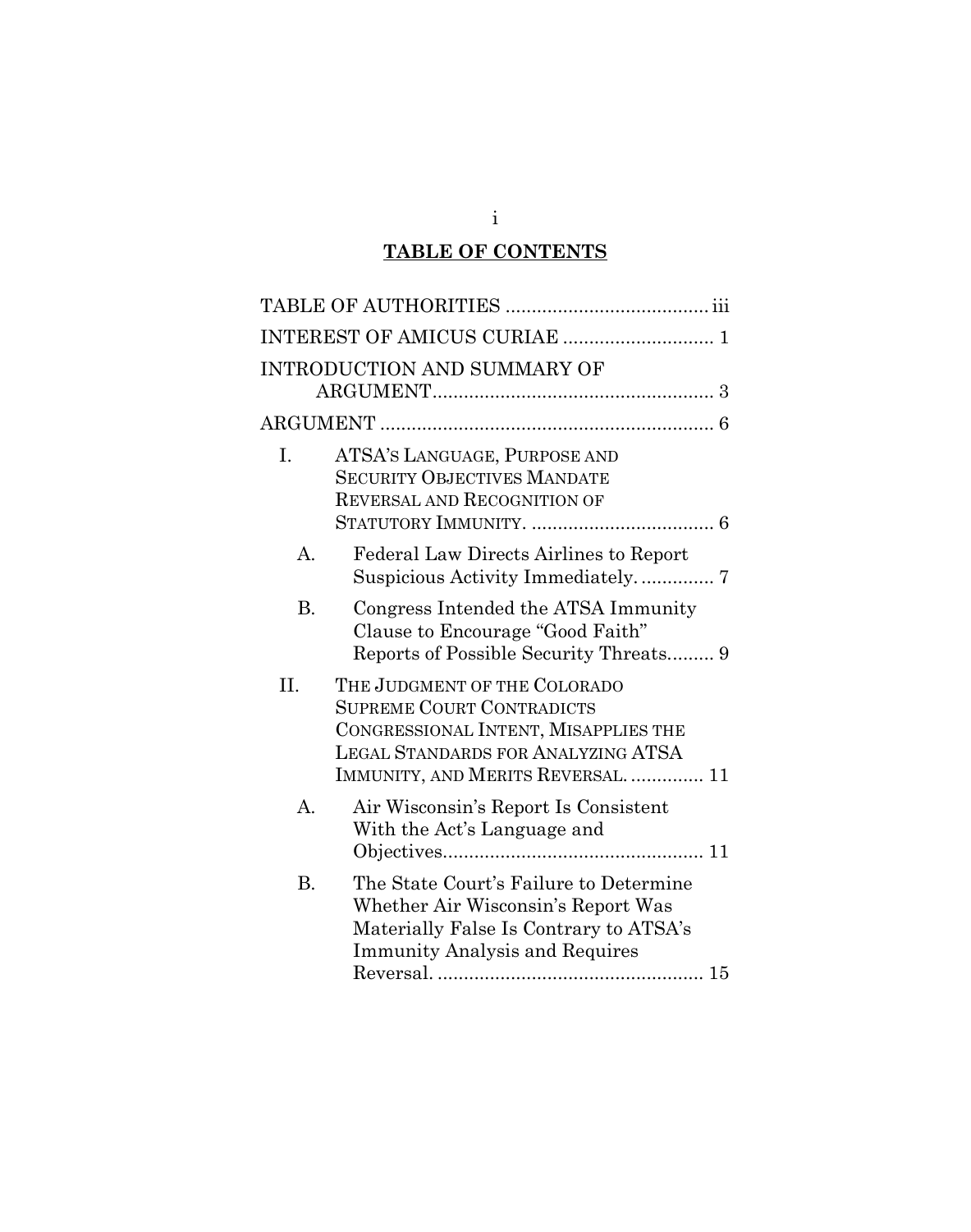## TABLE OF CONTENTS

TABLE OF AUTHORITIES ....................................... iii

INTEREST OF AMICUS CURIAE ............................ 1

INTRODUCTION AND SUMMARY OF ARGUMENT...................................................... 3

ARGUMENT ................................................................ 6

- I. ATSA'S LANGUAGE, PURPOSE AND SECURITY OBJECTIVES MANDATE REVERSAL AND RECOGNITION OF STATUTORY IMMUNITY. .................................... 6
  - A. Federal Law Directs Airlines to Report Suspicious Activity Immediately. .............. 7
  - B. Congress Intended the ATSA Immunity Clause to Encourage "Good Faith" Reports of Possible Security Threats......... 9
- II. THE JUDGMENT OF THE COLORADO SUPREME COURT CONTRADICTS CONGRESSIONAL INTENT, MISAPPLIES THE LEGAL STANDARDS FOR ANALYZING ATSA IMMUNITY, AND MERITS REVERSAL. .............. 11
  - A. Air Wisconsin's Report Is Consistent With the Act's Language and Objectives.................................................. 11
  - B. The State Court's Failure to Determine Whether Air Wisconsin's Report Was Materially False Is Contrary to ATSA's Immunity Analysis and Requires Reversal. .................................................. 15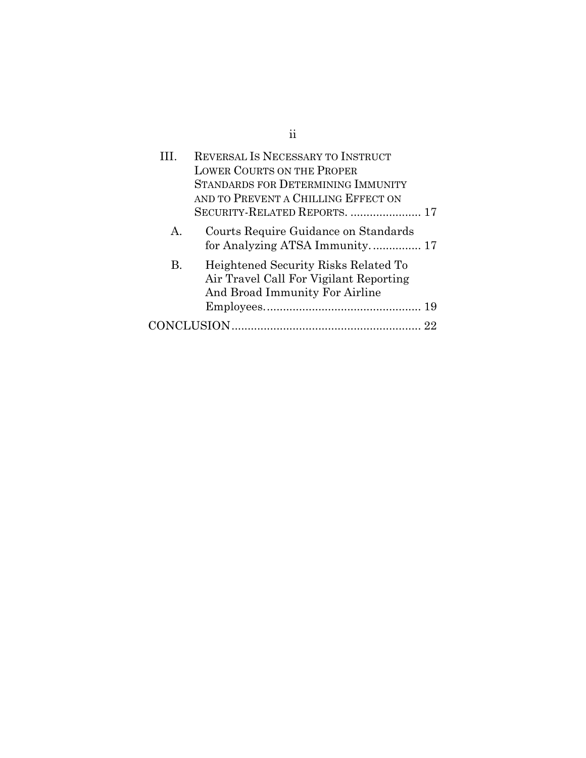III. REVERSAL IS NECESSARY TO INSTRUCT LOWER COURTS ON THE PROPER STANDARDS FOR DETERMINING IMMUNITY AND TO PREVENT A CHILLING EFFECT ON SECURITY-RELATED REPORTS. ...................... 17

  A. Courts Require Guidance on Standards for Analyzing ATSA Immunity. ............... 17

  B. Heightened Security Risks Related To Air Travel Call For Vigilant Reporting And Broad Immunity For Airline Employees. ............................................... 19

CONCLUSION .......................................................... 22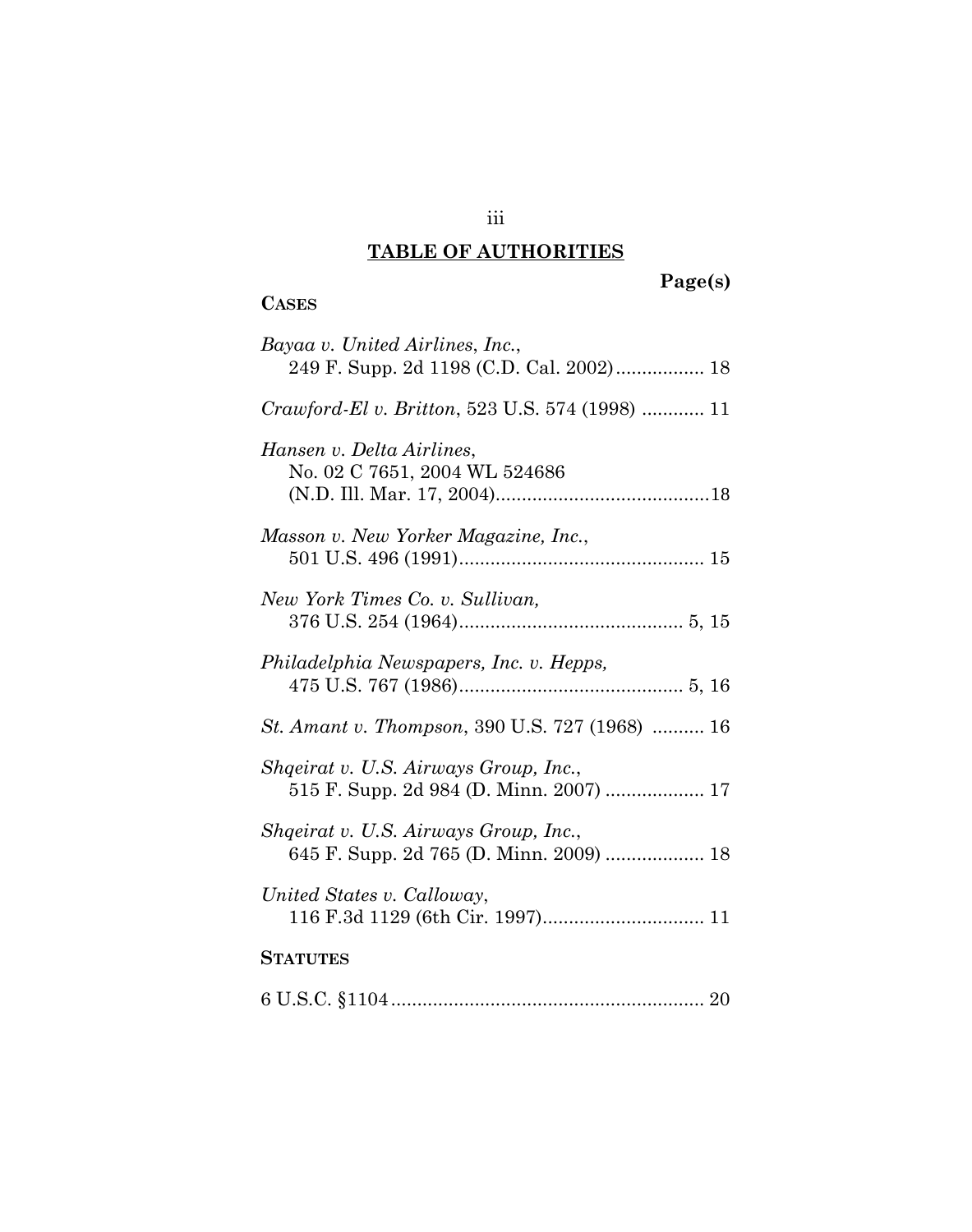## TABLE OF AUTHORITIES

**Page(s)**

**CASES**

*Bayaa v. United Airlines, Inc.*,
249 F. Supp. 2d 1198 (C.D. Cal. 2002)................. 18

*Crawford-El v. Britton*, 523 U.S. 574 (1998) ............ 11

*Hansen v. Delta Airlines*,
No. 02 C 7651, 2004 WL 524686
(N.D. Ill. Mar. 17, 2004).........................................18

*Masson v. New Yorker Magazine, Inc.*,
501 U.S. 496 (1991)............................................... 15

*New York Times Co. v. Sullivan,*
376 U.S. 254 (1964)........................................... 5, 15

*Philadelphia Newspapers, Inc. v. Hepps,*
475 U.S. 767 (1986)........................................... 5, 16

*St. Amant v. Thompson*, 390 U.S. 727 (1968) .......... 16

*Shqeirat v. U.S. Airways Group, Inc.*,
515 F. Supp. 2d 984 (D. Minn. 2007) ................... 17

*Shqeirat v. U.S. Airways Group, Inc.*,
645 F. Supp. 2d 765 (D. Minn. 2009) ................... 18

*United States v. Calloway*,
116 F.3d 1129 (6th Cir. 1997)............................... 11

**STATUTES**

6 U.S.C. §1104............................................................ 20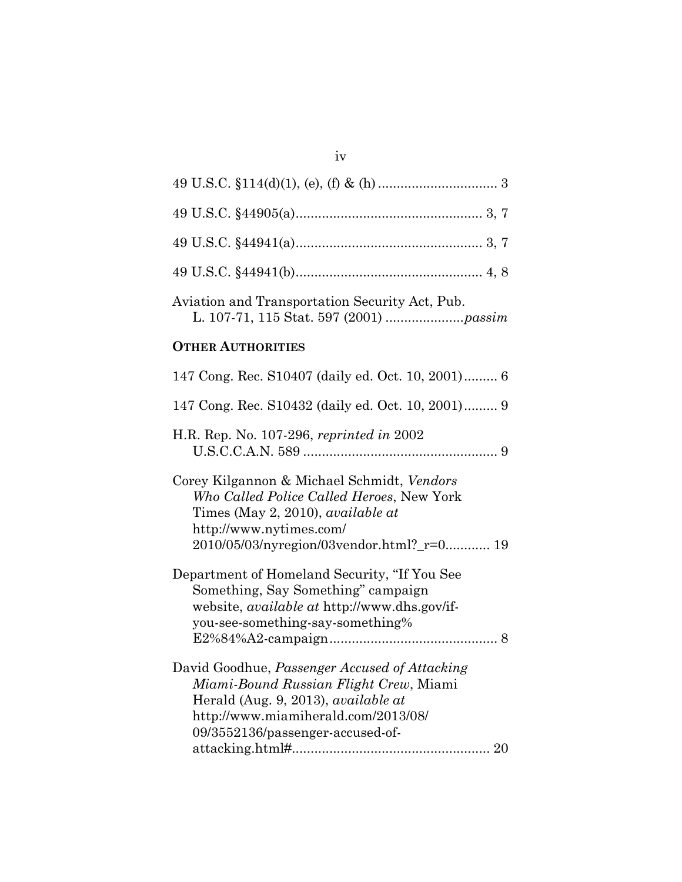49 U.S.C. §114(d)(1), (e), (f) & (h) ................................ 3

49 U.S.C. §44905(a).................................................. 3, 7

49 U.S.C. §44941(a).................................................. 3, 7

49 U.S.C. §44941(b).................................................. 4, 8

Aviation and Transportation Security Act, Pub. L. 107-71, 115 Stat. 597 (2001) .....................*passim*

**OTHER AUTHORITIES**

147 Cong. Rec. S10407 (daily ed. Oct. 10, 2001)......... 6

147 Cong. Rec. S10432 (daily ed. Oct. 10, 2001)......... 9

H.R. Rep. No. 107-296, *reprinted in* 2002 U.S.C.C.A.N. 589 .................................................... 9

Corey Kilgannon & Michael Schmidt, *Vendors Who Called Police Called Heroes*, New York Times (May 2, 2010), *available at* http://www.nytimes.com/ 2010/05/03/nyregion/03vendor.html?_r=0............ 19

Department of Homeland Security, "If You See Something, Say Something" campaign website, *available at* http://www.dhs.gov/if-you-see-something-say-something% E2%84%A2-campaign............................................. 8

David Goodhue, *Passenger Accused of Attacking Miami-Bound Russian Flight Crew*, Miami Herald (Aug. 9, 2013), *available at* http://www.miamiherald.com/2013/08/ 09/3552136/passenger-accused-of-attacking.html#..................................................... 20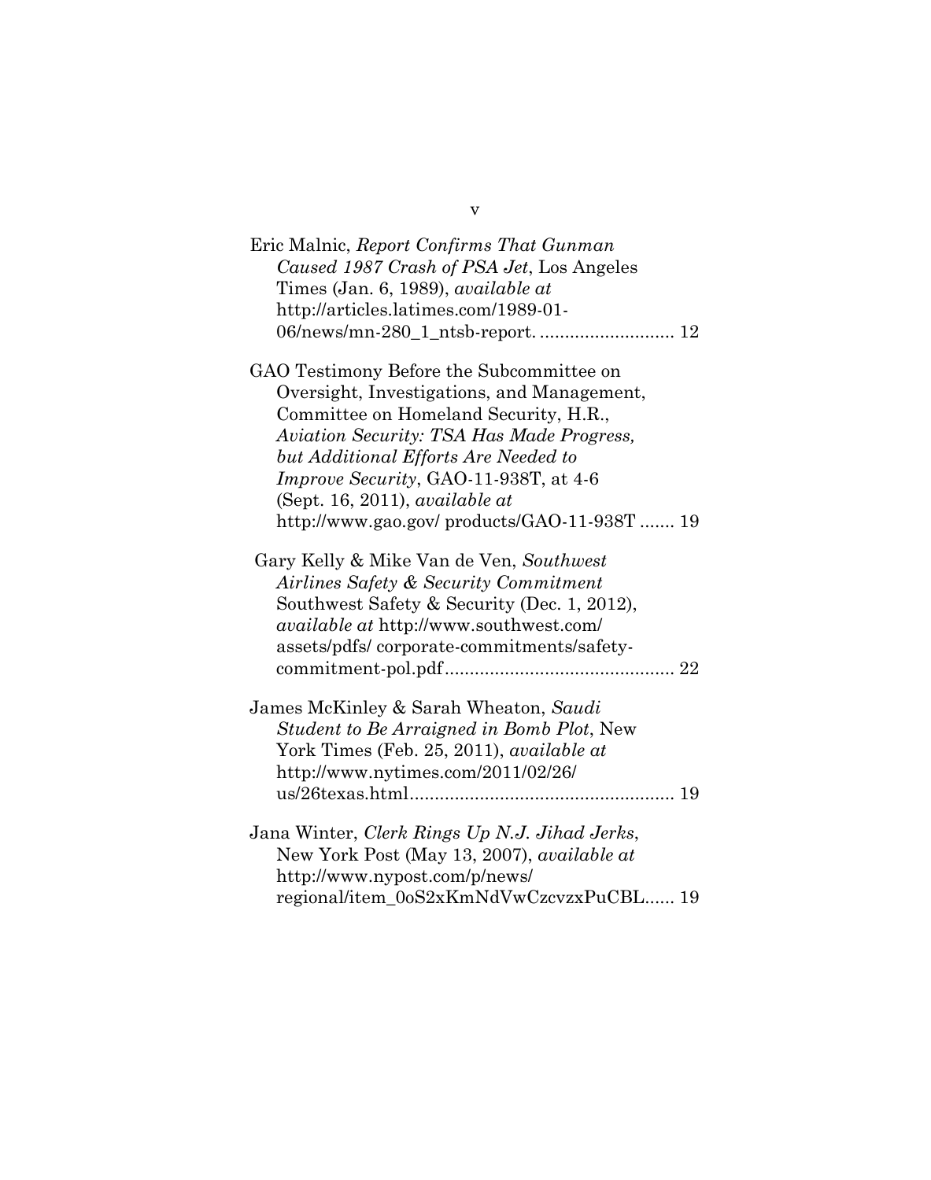Eric Malnic, *Report Confirms That Gunman Caused 1987 Crash of PSA Jet*, Los Angeles Times (Jan. 6, 1989), *available at* http://articles.latimes.com/1989-01-06/news/mn-280_1_ntsb-report. .......................... 12

GAO Testimony Before the Subcommittee on Oversight, Investigations, and Management, Committee on Homeland Security, H.R., *Aviation Security: TSA Has Made Progress, but Additional Efforts Are Needed to Improve Security*, GAO-11-938T, at 4-6 (Sept. 16, 2011), *available at* http://www.gao.gov/ products/GAO-11-938T ....... 19

Gary Kelly & Mike Van de Ven, *Southwest Airlines Safety & Security Commitment* Southwest Safety & Security (Dec. 1, 2012), *available at* http://www.southwest.com/ assets/pdfs/ corporate-commitments/safety-commitment-pol.pdf............................................. 22

James McKinley & Sarah Wheaton, *Saudi Student to Be Arraigned in Bomb Plot*, New York Times (Feb. 25, 2011), *available at* http://www.nytimes.com/2011/02/26/ us/26texas.html.................................................... 19

Jana Winter, *Clerk Rings Up N.J. Jihad Jerks*, New York Post (May 13, 2007), *available at* http://www.nypost.com/p/news/ regional/item_0oS2xKmNdVwCzcvzxPuCBL...... 19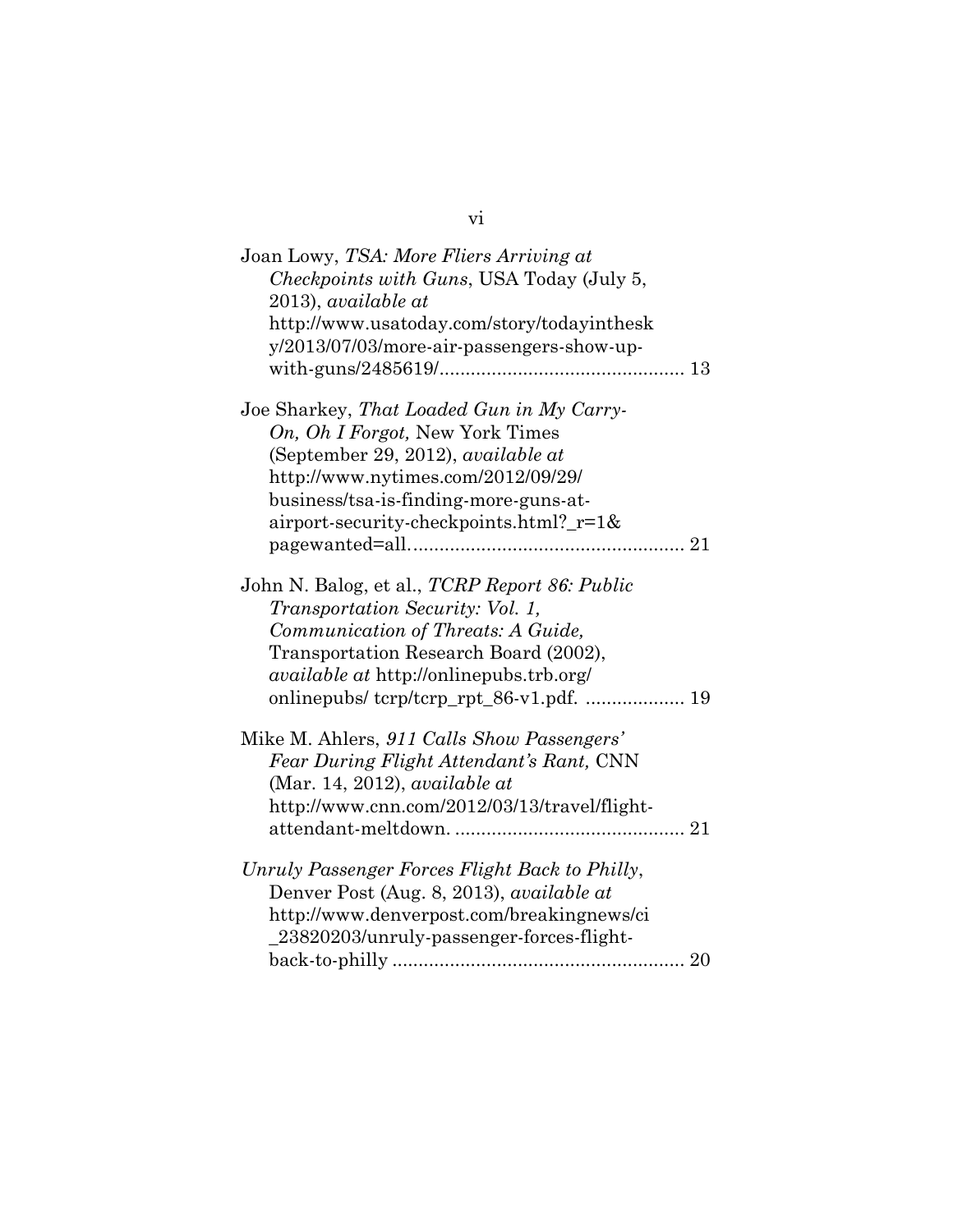Joan Lowy, *TSA: More Fliers Arriving at Checkpoints with Guns*, USA Today (July 5, 2013), *available at* http://www.usatoday.com/story/todayinthesky/2013/07/03/more-air-passengers-show-up-with-guns/2485619/.............................................. 13

Joe Sharkey, *That Loaded Gun in My Carry-On, Oh I Forgot,* New York Times (September 29, 2012), *available at* http://www.nytimes.com/2012/09/29/business/tsa-is-finding-more-guns-at-airport-security-checkpoints.html?_r=1&pagewanted=all.................................................... 21

John N. Balog, et al., *TCRP Report 86: Public Transportation Security: Vol. 1, Communication of Threats: A Guide,* Transportation Research Board (2002), *available at* http://onlinepubs.trb.org/onlinepubs/ tcrp/tcrp_rpt_86-v1.pdf. ................... 19

Mike M. Ahlers, *911 Calls Show Passengers' Fear During Flight Attendant's Rant,* CNN (Mar. 14, 2012), *available at* http://www.cnn.com/2012/03/13/travel/flight-attendant-meltdown. ........................................... 21

*Unruly Passenger Forces Flight Back to Philly*, Denver Post (Aug. 8, 2013), *available at* http://www.denverpost.com/breakingnews/ci_23820203/unruly-passenger-forces-flight-back-to-philly ....................................................... 20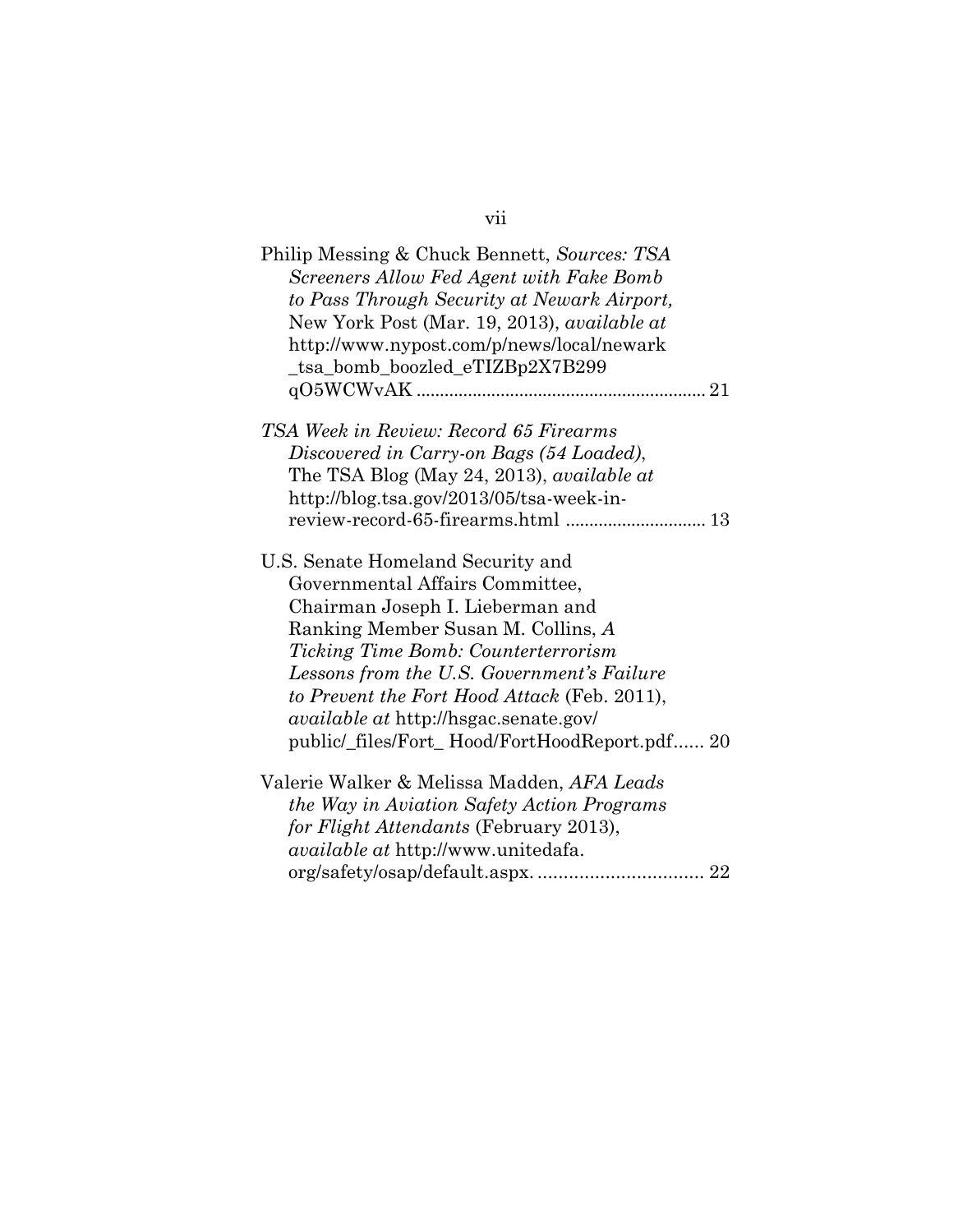Philip Messing & Chuck Bennett, *Sources: TSA Screeners Allow Fed Agent with Fake Bomb to Pass Through Security at Newark Airport,* New York Post (Mar. 19, 2013), *available at* http://www.nypost.com/p/news/local/newark_tsa_bomb_boozled_eTIZBp2X7B299qO5WCWvAK ............................................................ 21

*TSA Week in Review: Record 65 Firearms Discovered in Carry-on Bags (54 Loaded)*, The TSA Blog (May 24, 2013), *available at* http://blog.tsa.gov/2013/05/tsa-week-in-review-record-65-firearms.html ............................ 13

U.S. Senate Homeland Security and Governmental Affairs Committee, Chairman Joseph I. Lieberman and Ranking Member Susan M. Collins, *A Ticking Time Bomb: Counterterrorism Lessons from the U.S. Government's Failure to Prevent the Fort Hood Attack* (Feb. 2011), *available at* http://hsgac.senate.gov/public/_files/Fort_ Hood/FortHoodReport.pdf...... 20

Valerie Walker & Melissa Madden, *AFA Leads the Way in Aviation Safety Action Programs for Flight Attendants* (February 2013), *available at* http://www.unitedafa.org/safety/osap/default.aspx. ................................ 22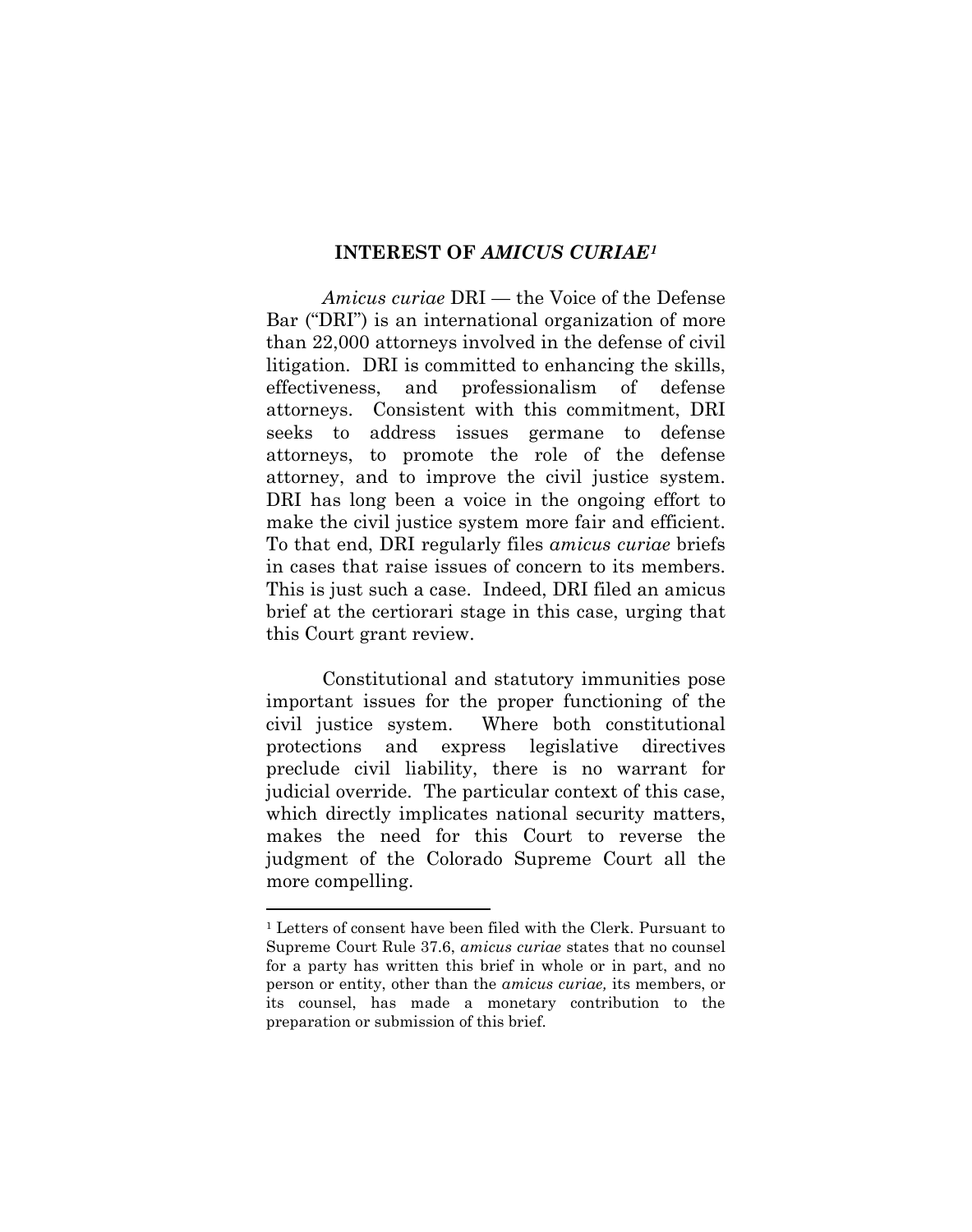## INTEREST OF *AMICUS CURIAE*[1]

*Amicus curiae* DRI — the Voice of the Defense Bar ("DRI") is an international organization of more than 22,000 attorneys involved in the defense of civil litigation. DRI is committed to enhancing the skills, effectiveness, and professionalism of defense attorneys. Consistent with this commitment, DRI seeks to address issues germane to defense attorneys, to promote the role of the defense attorney, and to improve the civil justice system. DRI has long been a voice in the ongoing effort to make the civil justice system more fair and efficient. To that end, DRI regularly files *amicus curiae* briefs in cases that raise issues of concern to its members. This is just such a case. Indeed, DRI filed an amicus brief at the certiorari stage in this case, urging that this Court grant review.

Constitutional and statutory immunities pose important issues for the proper functioning of the civil justice system. Where both constitutional protections and express legislative directives preclude civil liability, there is no warrant for judicial override. The particular context of this case, which directly implicates national security matters, makes the need for this Court to reverse the judgment of the Colorado Supreme Court all the more compelling.

---

[1] Letters of consent have been filed with the Clerk. Pursuant to Supreme Court Rule 37.6, *amicus curiae* states that no counsel for a party has written this brief in whole or in part, and no person or entity, other than the *amicus curiae,* its members, or its counsel, has made a monetary contribution to the preparation or submission of this brief.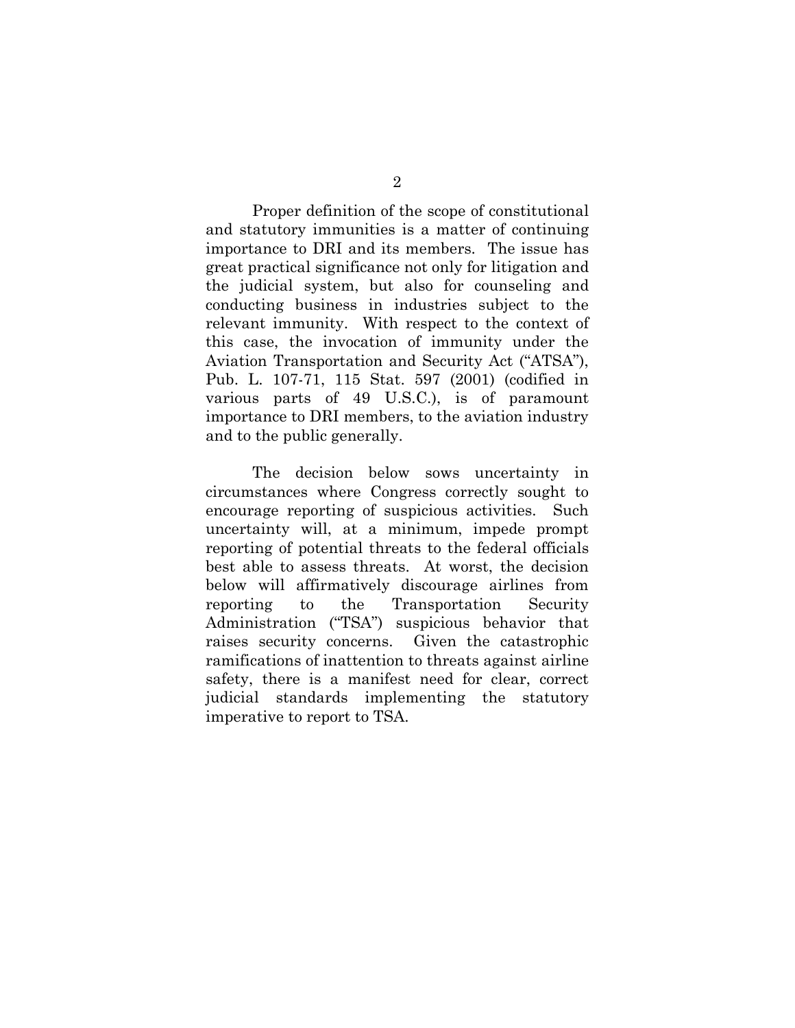Proper definition of the scope of constitutional and statutory immunities is a matter of continuing importance to DRI and its members. The issue has great practical significance not only for litigation and the judicial system, but also for counseling and conducting business in industries subject to the relevant immunity. With respect to the context of this case, the invocation of immunity under the Aviation Transportation and Security Act ("ATSA"), Pub. L. 107-71, 115 Stat. 597 (2001) (codified in various parts of 49 U.S.C.), is of paramount importance to DRI members, to the aviation industry and to the public generally.

The decision below sows uncertainty in circumstances where Congress correctly sought to encourage reporting of suspicious activities. Such uncertainty will, at a minimum, impede prompt reporting of potential threats to the federal officials best able to assess threats. At worst, the decision below will affirmatively discourage airlines from reporting to the Transportation Security Administration ("TSA") suspicious behavior that raises security concerns. Given the catastrophic ramifications of inattention to threats against airline safety, there is a manifest need for clear, correct judicial standards implementing the statutory imperative to report to TSA.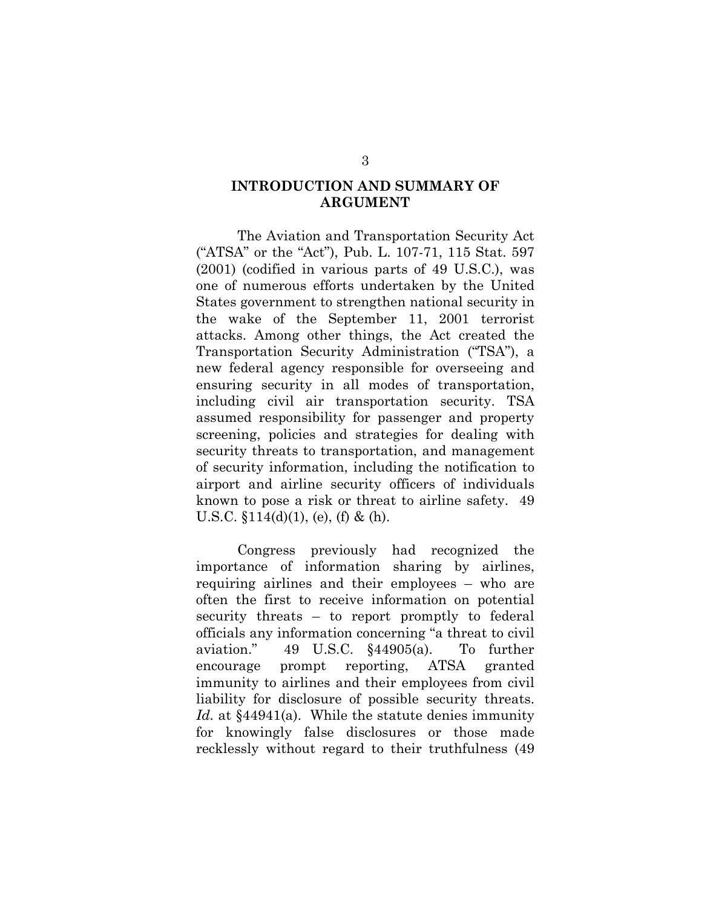## INTRODUCTION AND SUMMARY OF ARGUMENT

The Aviation and Transportation Security Act ("ATSA" or the "Act"), Pub. L. 107-71, 115 Stat. 597 (2001) (codified in various parts of 49 U.S.C.), was one of numerous efforts undertaken by the United States government to strengthen national security in the wake of the September 11, 2001 terrorist attacks. Among other things, the Act created the Transportation Security Administration ("TSA"), a new federal agency responsible for overseeing and ensuring security in all modes of transportation, including civil air transportation security. TSA assumed responsibility for passenger and property screening, policies and strategies for dealing with security threats to transportation, and management of security information, including the notification to airport and airline security officers of individuals known to pose a risk or threat to airline safety. 49 U.S.C. §114(d)(1), (e), (f) & (h).

Congress previously had recognized the importance of information sharing by airlines, requiring airlines and their employees – who are often the first to receive information on potential security threats – to report promptly to federal officials any information concerning "a threat to civil aviation." 49 U.S.C. §44905(a). To further encourage prompt reporting, ATSA granted immunity to airlines and their employees from civil liability for disclosure of possible security threats. *Id.* at §44941(a). While the statute denies immunity for knowingly false disclosures or those made recklessly without regard to their truthfulness (49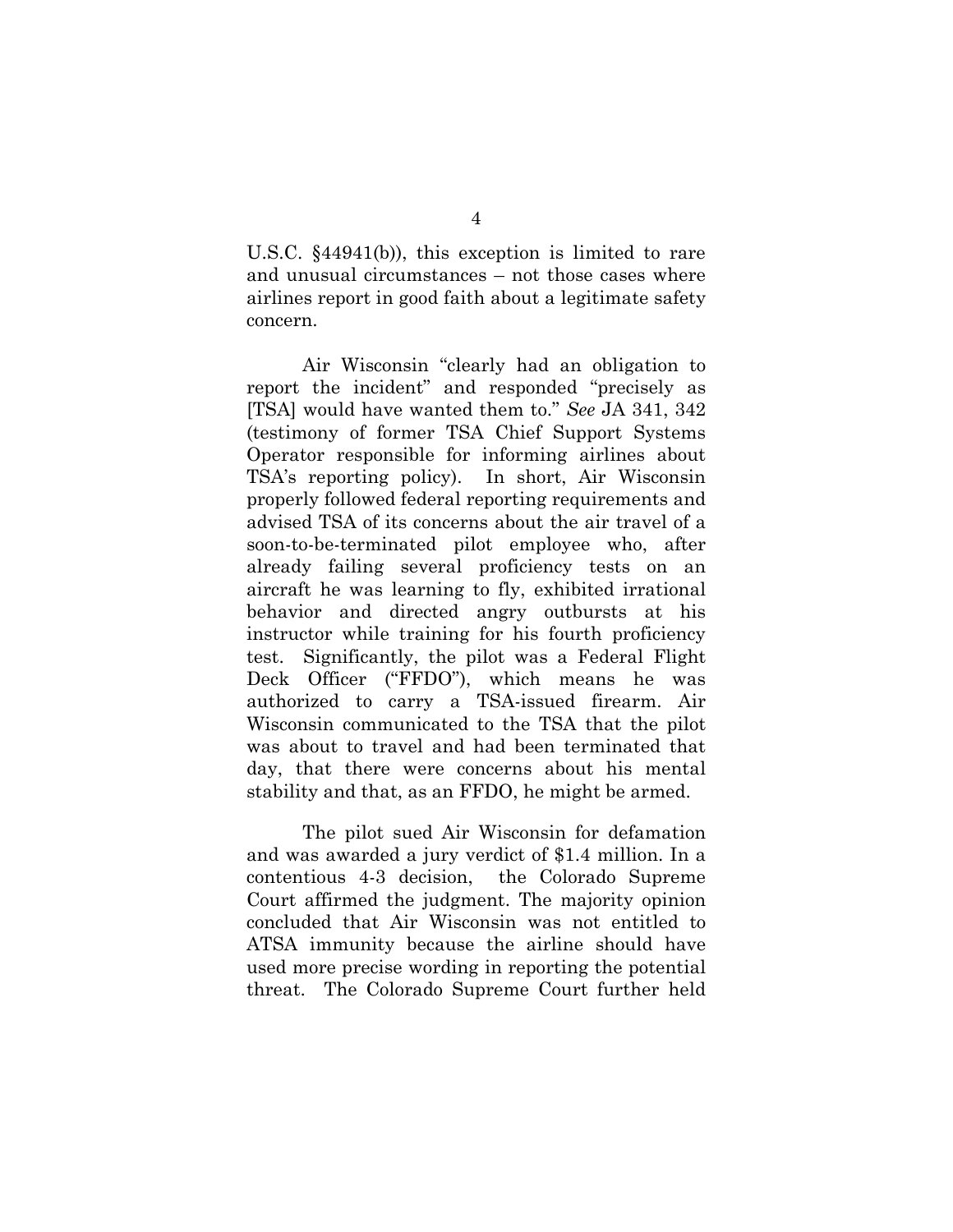U.S.C. §44941(b)), this exception is limited to rare and unusual circumstances – not those cases where airlines report in good faith about a legitimate safety concern.

Air Wisconsin "clearly had an obligation to report the incident" and responded "precisely as [TSA] would have wanted them to." *See* JA 341, 342 (testimony of former TSA Chief Support Systems Operator responsible for informing airlines about TSA's reporting policy). In short, Air Wisconsin properly followed federal reporting requirements and advised TSA of its concerns about the air travel of a soon-to-be-terminated pilot employee who, after already failing several proficiency tests on an aircraft he was learning to fly, exhibited irrational behavior and directed angry outbursts at his instructor while training for his fourth proficiency test. Significantly, the pilot was a Federal Flight Deck Officer ("FFDO"), which means he was authorized to carry a TSA-issued firearm. Air Wisconsin communicated to the TSA that the pilot was about to travel and had been terminated that day, that there were concerns about his mental stability and that, as an FFDO, he might be armed.

The pilot sued Air Wisconsin for defamation and was awarded a jury verdict of $1.4 million. In a contentious 4-3 decision, the Colorado Supreme Court affirmed the judgment. The majority opinion concluded that Air Wisconsin was not entitled to ATSA immunity because the airline should have used more precise wording in reporting the potential threat. The Colorado Supreme Court further held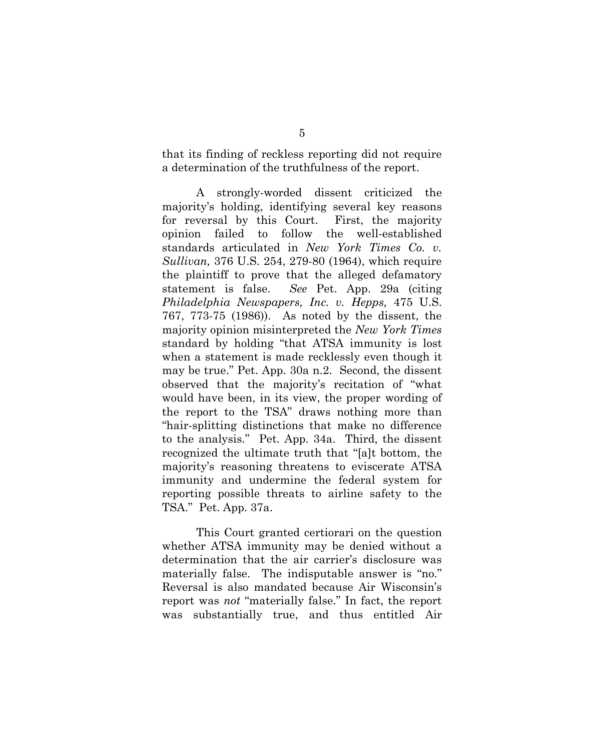that its finding of reckless reporting did not require a determination of the truthfulness of the report.

A strongly-worded dissent criticized the majority's holding, identifying several key reasons for reversal by this Court. First, the majority opinion failed to follow the well-established standards articulated in *New York Times Co. v. Sullivan,* 376 U.S. 254, 279-80 (1964), which require the plaintiff to prove that the alleged defamatory statement is false. *See* Pet. App. 29a (citing *Philadelphia Newspapers, Inc. v. Hepps,* 475 U.S. 767, 773-75 (1986)). As noted by the dissent, the majority opinion misinterpreted the *New York Times* standard by holding "that ATSA immunity is lost when a statement is made recklessly even though it may be true." Pet. App. 30a n.2. Second, the dissent observed that the majority's recitation of "what would have been, in its view, the proper wording of the report to the TSA" draws nothing more than "hair-splitting distinctions that make no difference to the analysis." Pet. App. 34a. Third, the dissent recognized the ultimate truth that "[a]t bottom, the majority's reasoning threatens to eviscerate ATSA immunity and undermine the federal system for reporting possible threats to airline safety to the TSA." Pet. App. 37a.

This Court granted certiorari on the question whether ATSA immunity may be denied without a determination that the air carrier's disclosure was materially false. The indisputable answer is "no." Reversal is also mandated because Air Wisconsin's report was *not* "materially false." In fact, the report was substantially true, and thus entitled Air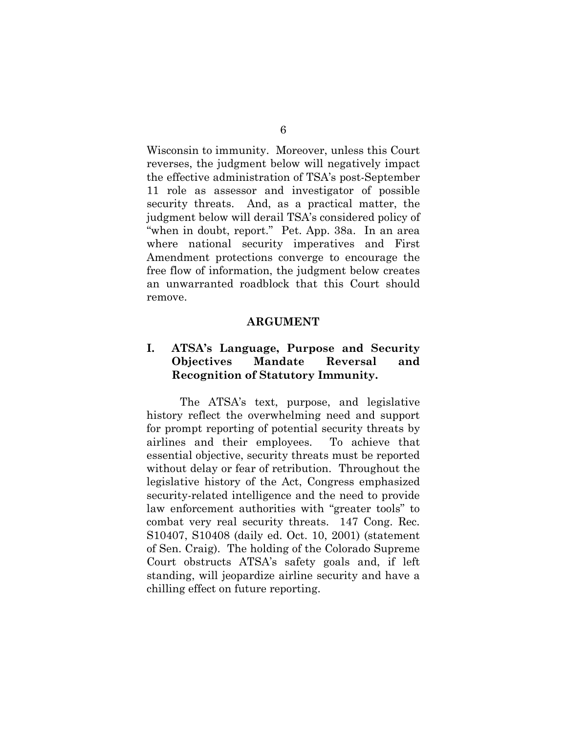Wisconsin to immunity. Moreover, unless this Court reverses, the judgment below will negatively impact the effective administration of TSA's post-September 11 role as assessor and investigator of possible security threats. And, as a practical matter, the judgment below will derail TSA's considered policy of "when in doubt, report." Pet. App. 38a. In an area where national security imperatives and First Amendment protections converge to encourage the free flow of information, the judgment below creates an unwarranted roadblock that this Court should remove.

## ARGUMENT

### I. ATSA's Language, Purpose and Security Objectives Mandate Reversal and Recognition of Statutory Immunity.

The ATSA's text, purpose, and legislative history reflect the overwhelming need and support for prompt reporting of potential security threats by airlines and their employees. To achieve that essential objective, security threats must be reported without delay or fear of retribution. Throughout the legislative history of the Act, Congress emphasized security-related intelligence and the need to provide law enforcement authorities with "greater tools" to combat very real security threats. 147 Cong. Rec. S10407, S10408 (daily ed. Oct. 10, 2001) (statement of Sen. Craig). The holding of the Colorado Supreme Court obstructs ATSA's safety goals and, if left standing, will jeopardize airline security and have a chilling effect on future reporting.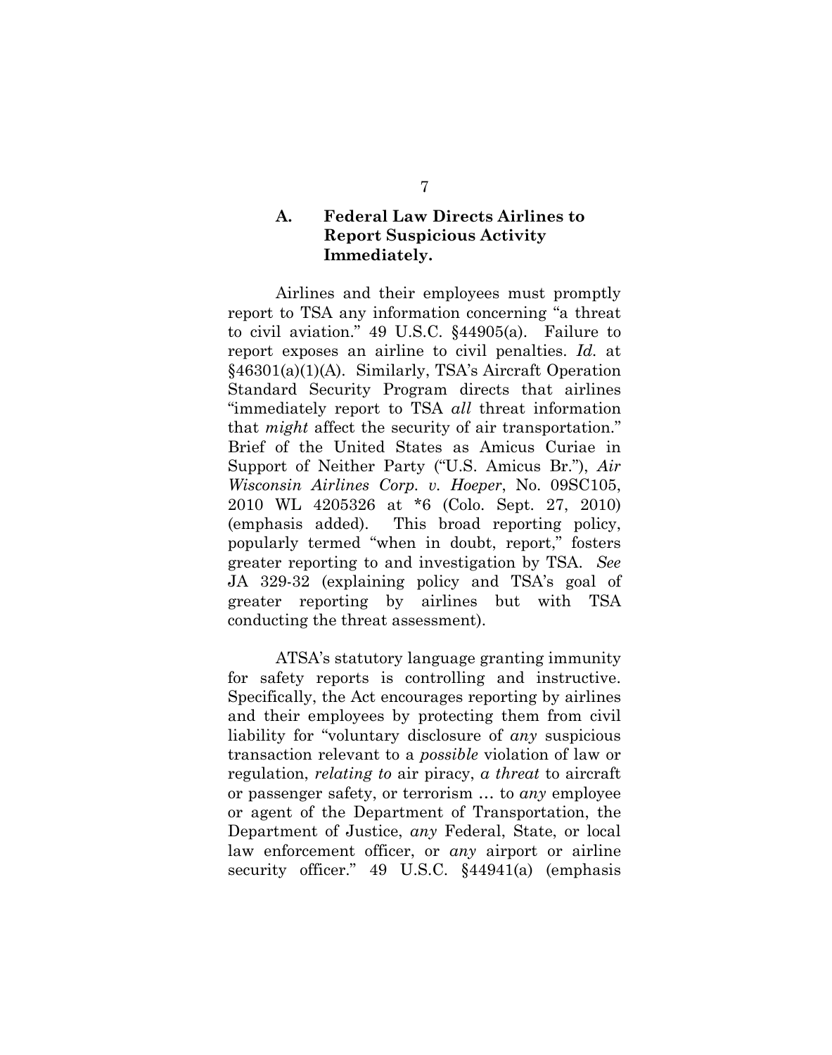### A. Federal Law Directs Airlines to Report Suspicious Activity Immediately.

Airlines and their employees must promptly report to TSA any information concerning "a threat to civil aviation." 49 U.S.C. §44905(a). Failure to report exposes an airline to civil penalties. *Id.* at §46301(a)(1)(A). Similarly, TSA's Aircraft Operation Standard Security Program directs that airlines "immediately report to TSA *all* threat information that *might* affect the security of air transportation." Brief of the United States as Amicus Curiae in Support of Neither Party ("U.S. Amicus Br."), *Air Wisconsin Airlines Corp. v. Hoeper*, No. 09SC105, 2010 WL 4205326 at *6 (Colo. Sept. 27, 2010) (emphasis added). This broad reporting policy, popularly termed "when in doubt, report," fosters greater reporting to and investigation by TSA. *See* JA 329-32 (explaining policy and TSA's goal of greater reporting by airlines but with TSA conducting the threat assessment).

ATSA's statutory language granting immunity for safety reports is controlling and instructive. Specifically, the Act encourages reporting by airlines and their employees by protecting them from civil liability for "voluntary disclosure of *any* suspicious transaction relevant to a *possible* violation of law or regulation, *relating to* air piracy, *a threat* to aircraft or passenger safety, or terrorism … to *any* employee or agent of the Department of Transportation, the Department of Justice, *any* Federal, State, or local law enforcement officer, or *any* airport or airline security officer." 49 U.S.C. §44941(a) (emphasis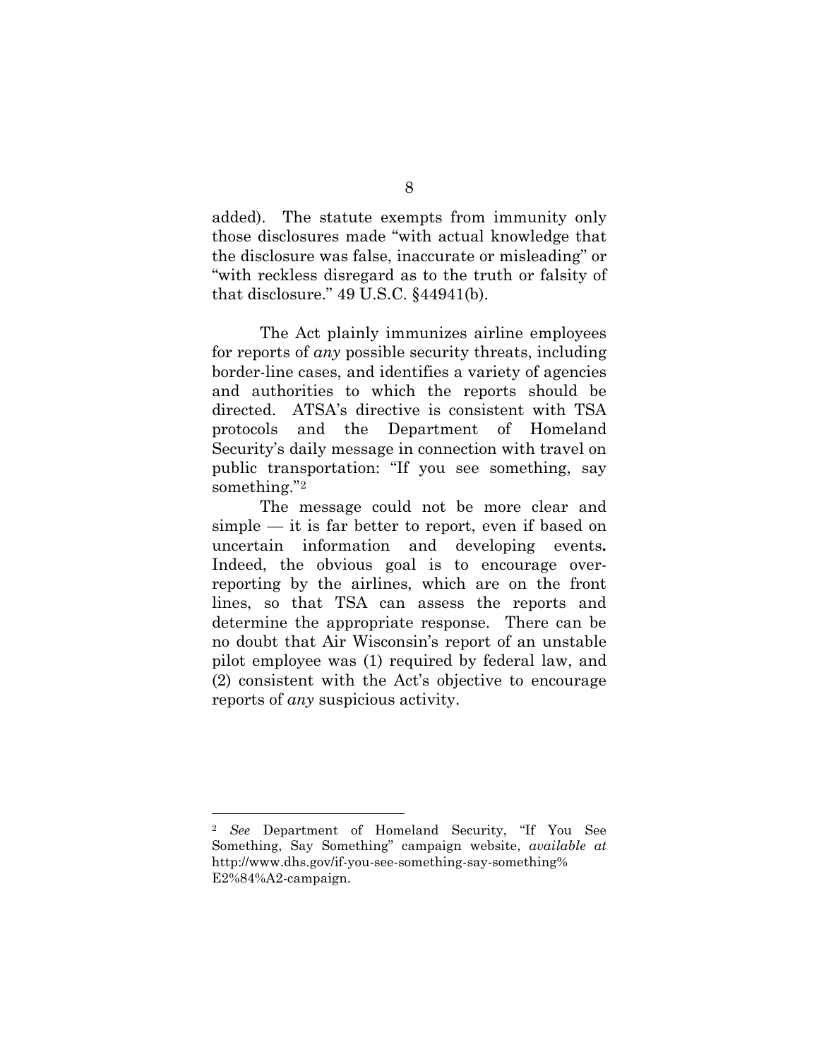added). The statute exempts from immunity only those disclosures made "with actual knowledge that the disclosure was false, inaccurate or misleading" or "with reckless disregard as to the truth or falsity of that disclosure." 49 U.S.C. §44941(b).

The Act plainly immunizes airline employees for reports of *any* possible security threats, including border-line cases, and identifies a variety of agencies and authorities to which the reports should be directed. ATSA's directive is consistent with TSA protocols and the Department of Homeland Security's daily message in connection with travel on public transportation: "If you see something, say something."[2]

The message could not be more clear and simple — it is far better to report, even if based on uncertain information and developing events**.** Indeed, the obvious goal is to encourage over-reporting by the airlines, which are on the front lines, so that TSA can assess the reports and determine the appropriate response. There can be no doubt that Air Wisconsin's report of an unstable pilot employee was (1) required by federal law, and (2) consistent with the Act's objective to encourage reports of *any* suspicious activity.

---

[2] *See* Department of Homeland Security, "If You See Something, Say Something" campaign website, *available at* http://www.dhs.gov/if-you-see-something-say-something%E2%84%A2-campaign.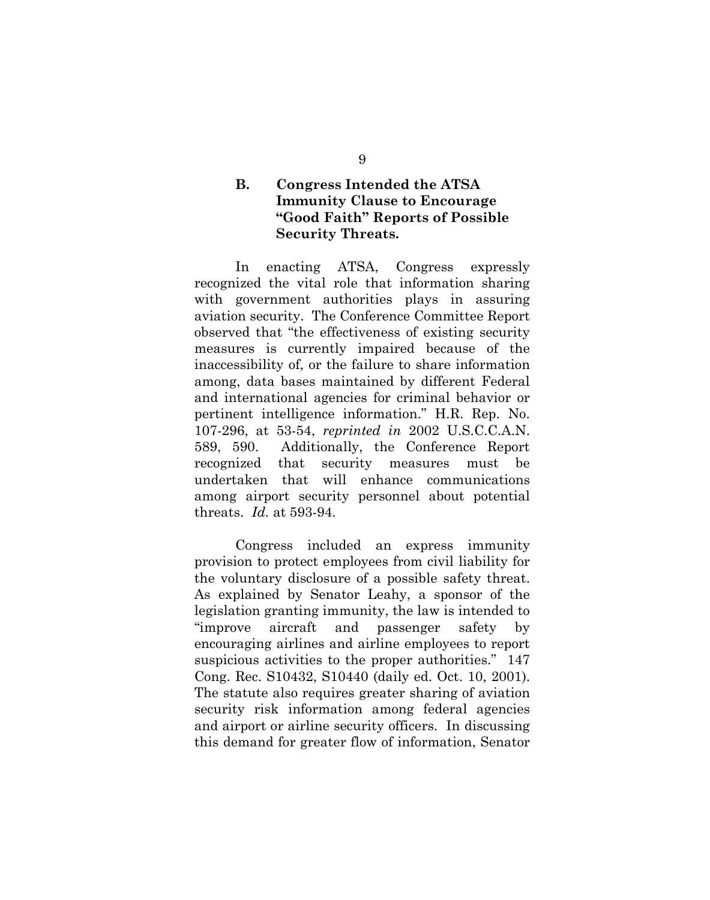### B. Congress Intended the ATSA Immunity Clause to Encourage "Good Faith" Reports of Possible Security Threats.

In enacting ATSA, Congress expressly recognized the vital role that information sharing with government authorities plays in assuring aviation security. The Conference Committee Report observed that "the effectiveness of existing security measures is currently impaired because of the inaccessibility of, or the failure to share information among, data bases maintained by different Federal and international agencies for criminal behavior or pertinent intelligence information." H.R. Rep. No. 107-296, at 53-54, *reprinted in* 2002 U.S.C.C.A.N. 589, 590. Additionally, the Conference Report recognized that security measures must be undertaken that will enhance communications among airport security personnel about potential threats. *Id.* at 593-94.

Congress included an express immunity provision to protect employees from civil liability for the voluntary disclosure of a possible safety threat. As explained by Senator Leahy, a sponsor of the legislation granting immunity, the law is intended to "improve aircraft and passenger safety by encouraging airlines and airline employees to report suspicious activities to the proper authorities." 147 Cong. Rec. S10432, S10440 (daily ed. Oct. 10, 2001). The statute also requires greater sharing of aviation security risk information among federal agencies and airport or airline security officers. In discussing this demand for greater flow of information, Senator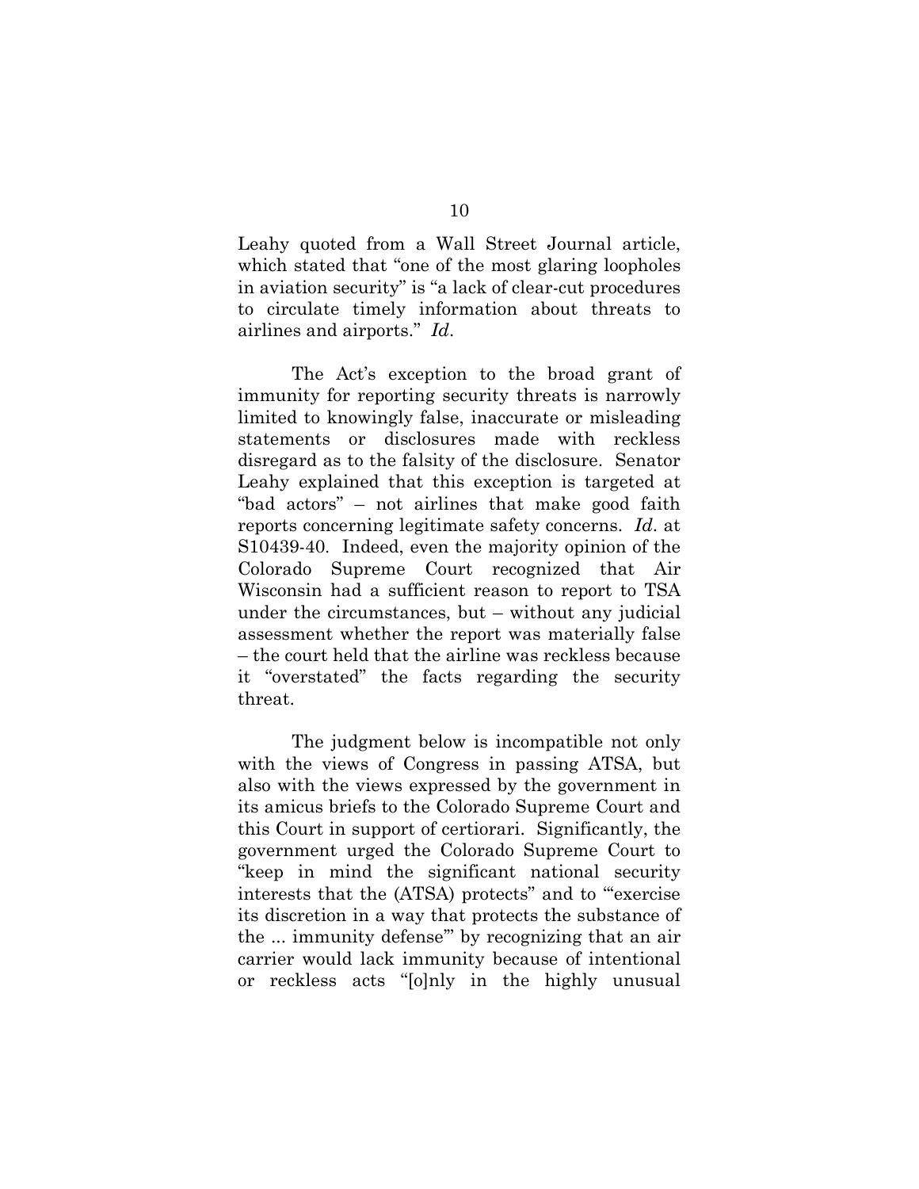Leahy quoted from a Wall Street Journal article, which stated that "one of the most glaring loopholes in aviation security" is "a lack of clear-cut procedures to circulate timely information about threats to airlines and airports." *Id*.

The Act's exception to the broad grant of immunity for reporting security threats is narrowly limited to knowingly false, inaccurate or misleading statements or disclosures made with reckless disregard as to the falsity of the disclosure. Senator Leahy explained that this exception is targeted at "bad actors" – not airlines that make good faith reports concerning legitimate safety concerns. *Id*. at S10439-40. Indeed, even the majority opinion of the Colorado Supreme Court recognized that Air Wisconsin had a sufficient reason to report to TSA under the circumstances, but – without any judicial assessment whether the report was materially false – the court held that the airline was reckless because it "overstated" the facts regarding the security threat.

The judgment below is incompatible not only with the views of Congress in passing ATSA, but also with the views expressed by the government in its amicus briefs to the Colorado Supreme Court and this Court in support of certiorari. Significantly, the government urged the Colorado Supreme Court to "keep in mind the significant national security interests that the (ATSA) protects" and to "'exercise its discretion in a way that protects the substance of the ... immunity defense'" by recognizing that an air carrier would lack immunity because of intentional or reckless acts "[o]nly in the highly unusual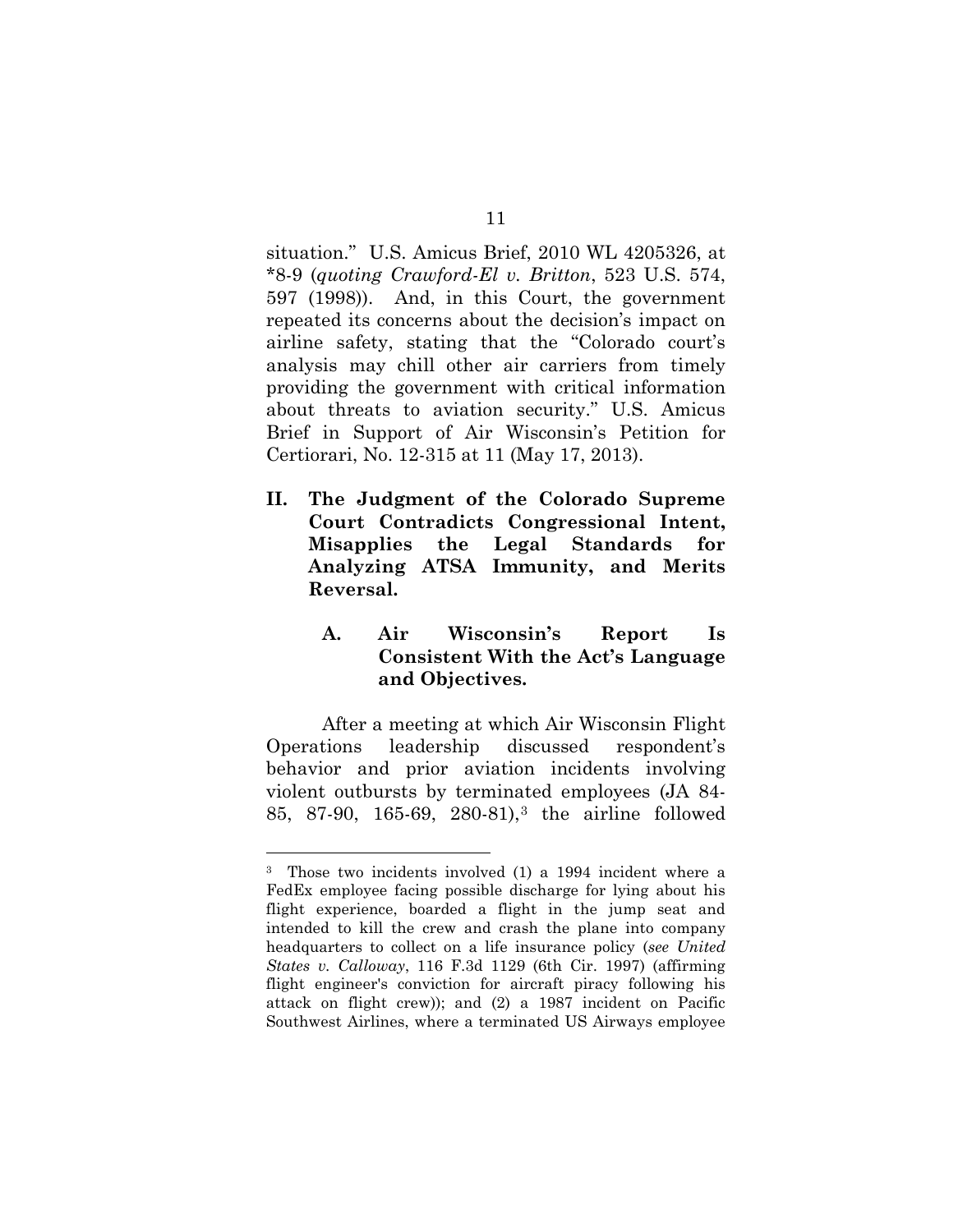situation." U.S. Amicus Brief, 2010 WL 4205326, at *8-9 (*quoting Crawford-El v. Britton*, 523 U.S. 574, 597 (1998)). And, in this Court, the government repeated its concerns about the decision's impact on airline safety, stating that the "Colorado court's analysis may chill other air carriers from timely providing the government with critical information about threats to aviation security." U.S. Amicus Brief in Support of Air Wisconsin's Petition for Certiorari, No. 12-315 at 11 (May 17, 2013).

## II. The Judgment of the Colorado Supreme Court Contradicts Congressional Intent, Misapplies the Legal Standards for Analyzing ATSA Immunity, and Merits Reversal.

### A. Air Wisconsin's Report Is Consistent With the Act's Language and Objectives.

After a meeting at which Air Wisconsin Flight Operations leadership discussed respondent's behavior and prior aviation incidents involving violent outbursts by terminated employees (JA 84-85, 87-90, 165-69, 280-81),[3] the airline followed

---

[3] Those two incidents involved (1) a 1994 incident where a FedEx employee facing possible discharge for lying about his flight experience, boarded a flight in the jump seat and intended to kill the crew and crash the plane into company headquarters to collect on a life insurance policy (*see United States v. Calloway*, 116 F.3d 1129 (6th Cir. 1997) (affirming flight engineer's conviction for aircraft piracy following his attack on flight crew)); and (2) a 1987 incident on Pacific Southwest Airlines, where a terminated US Airways employee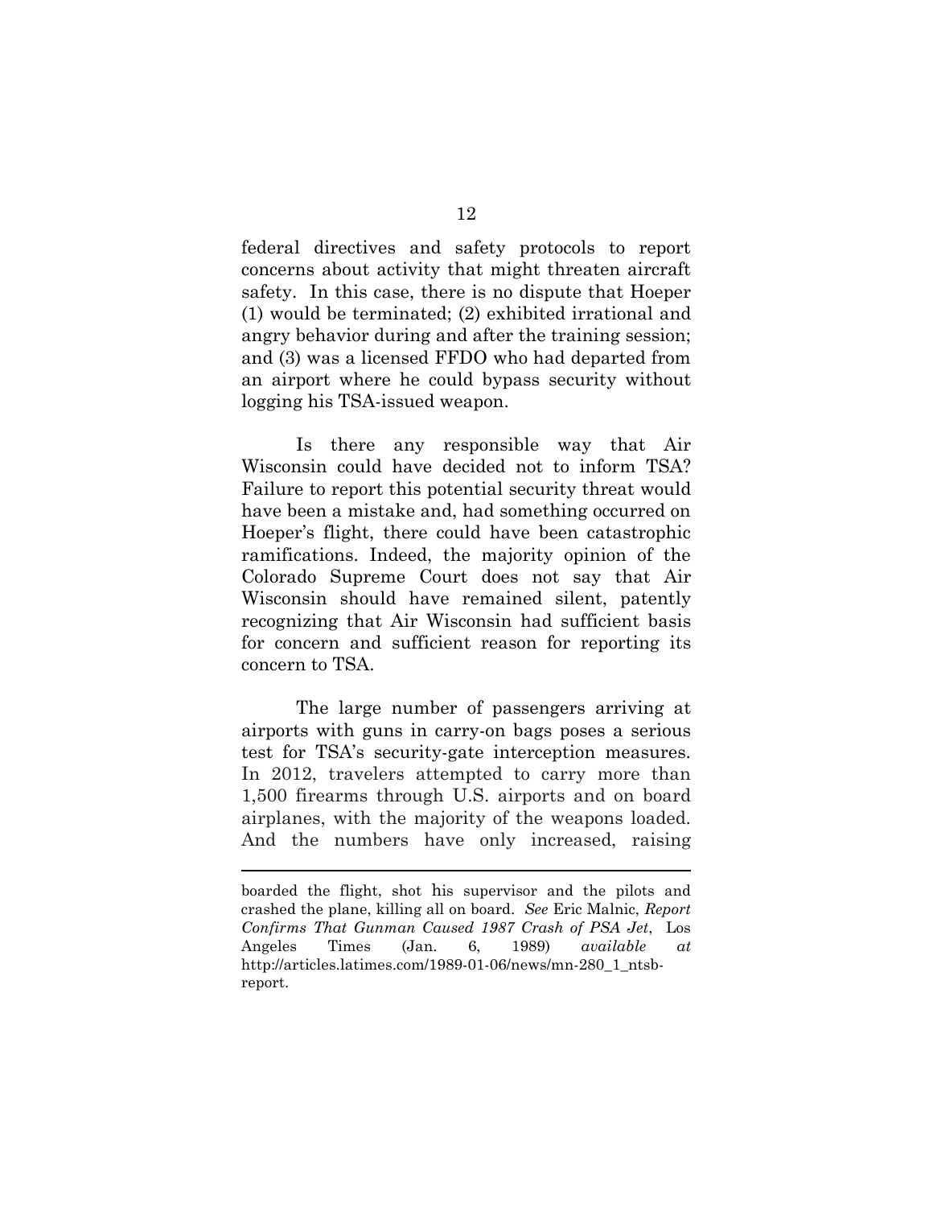federal directives and safety protocols to report concerns about activity that might threaten aircraft safety. In this case, there is no dispute that Hoeper (1) would be terminated; (2) exhibited irrational and angry behavior during and after the training session; and (3) was a licensed FFDO who had departed from an airport where he could bypass security without logging his TSA-issued weapon.

Is there any responsible way that Air Wisconsin could have decided not to inform TSA? Failure to report this potential security threat would have been a mistake and, had something occurred on Hoeper's flight, there could have been catastrophic ramifications. Indeed, the majority opinion of the Colorado Supreme Court does not say that Air Wisconsin should have remained silent, patently recognizing that Air Wisconsin had sufficient basis for concern and sufficient reason for reporting its concern to TSA.

The large number of passengers arriving at airports with guns in carry-on bags poses a serious test for TSA's security-gate interception measures. In 2012, travelers attempted to carry more than 1,500 firearms through U.S. airports and on board airplanes, with the majority of the weapons loaded. And the numbers have only increased, raising

---

boarded the flight, shot his supervisor and the pilots and crashed the plane, killing all on board. *See* Eric Malnic, *Report Confirms That Gunman Caused 1987 Crash of PSA Jet*, Los Angeles Times (Jan. 6, 1989) *available at* http://articles.latimes.com/1989-01-06/news/mn-280_1_ntsb-report.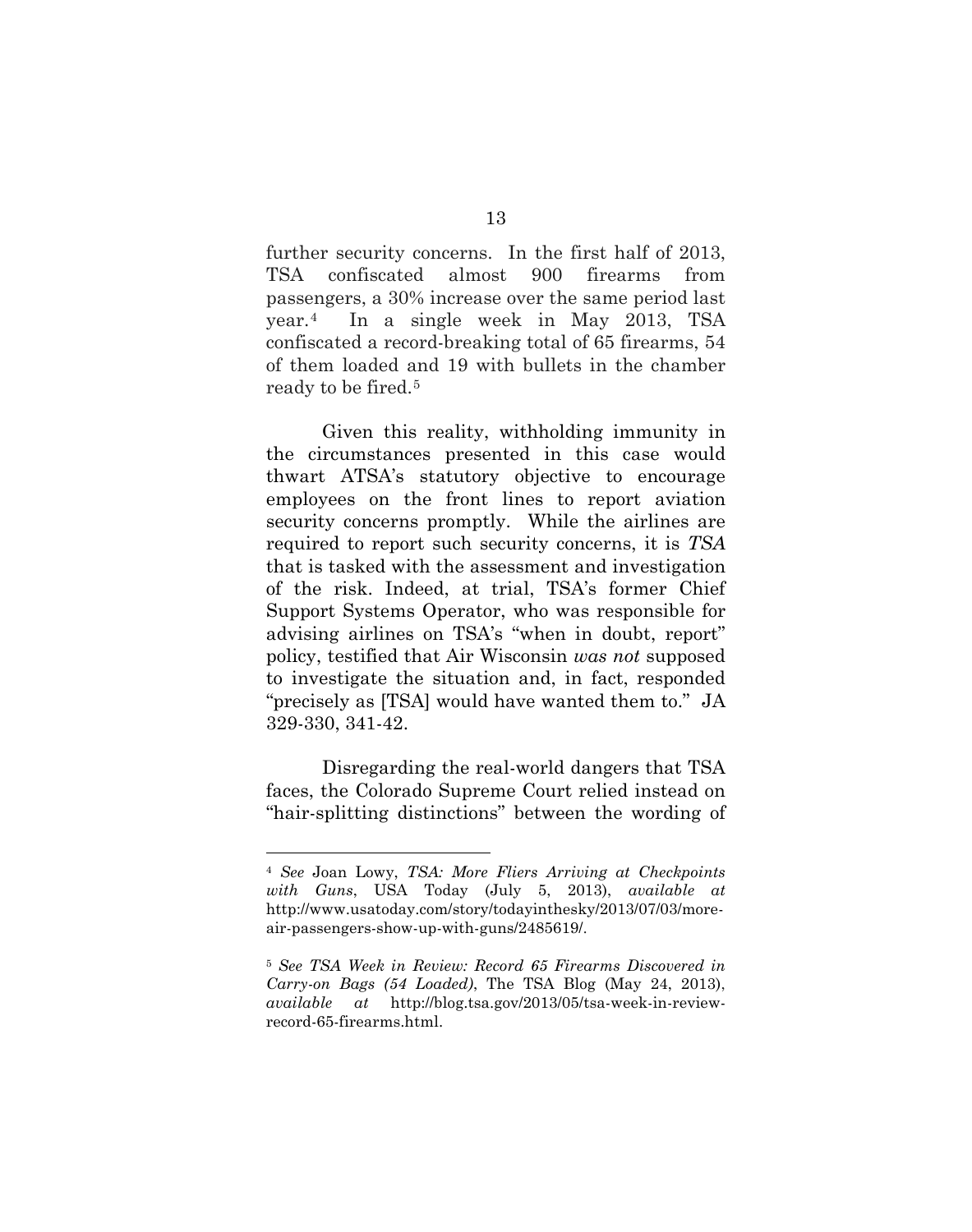further security concerns. In the first half of 2013, TSA confiscated almost 900 firearms from passengers, a 30% increase over the same period last year.[4] In a single week in May 2013, TSA confiscated a record-breaking total of 65 firearms, 54 of them loaded and 19 with bullets in the chamber ready to be fired.[5]

Given this reality, withholding immunity in the circumstances presented in this case would thwart ATSA's statutory objective to encourage employees on the front lines to report aviation security concerns promptly. While the airlines are required to report such security concerns, it is *TSA* that is tasked with the assessment and investigation of the risk. Indeed, at trial, TSA's former Chief Support Systems Operator, who was responsible for advising airlines on TSA's "when in doubt, report" policy, testified that Air Wisconsin *was not* supposed to investigate the situation and, in fact, responded "precisely as [TSA] would have wanted them to." JA 329-330, 341-42.

Disregarding the real-world dangers that TSA faces, the Colorado Supreme Court relied instead on "hair-splitting distinctions" between the wording of

---

[4] *See* Joan Lowy, *TSA: More Fliers Arriving at Checkpoints with Guns*, USA Today (July 5, 2013), *available at* http://www.usatoday.com/story/todayinthesky/2013/07/03/more-air-passengers-show-up-with-guns/2485619/.

[5] *See TSA Week in Review: Record 65 Firearms Discovered in Carry-on Bags (54 Loaded)*, The TSA Blog (May 24, 2013), *available at* http://blog.tsa.gov/2013/05/tsa-week-in-review-record-65-firearms.html.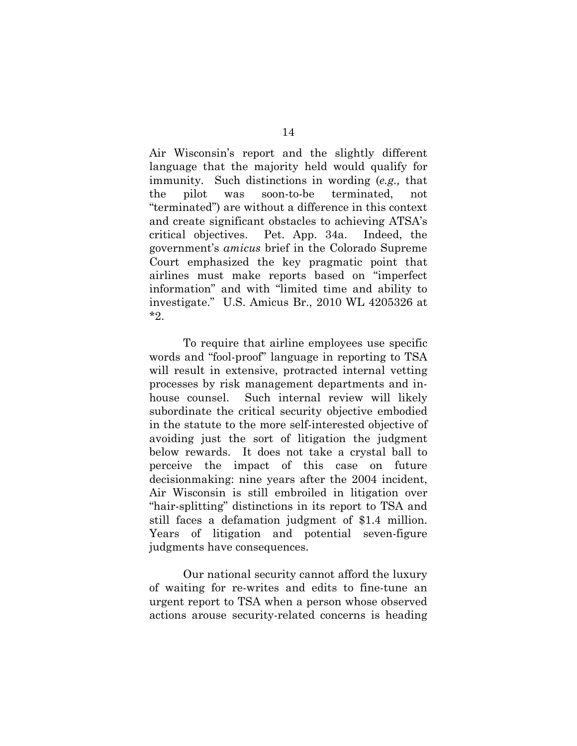Air Wisconsin's report and the slightly different language that the majority held would qualify for immunity. Such distinctions in wording (*e.g.,* that the pilot was soon-to-be terminated, not "terminated") are without a difference in this context and create significant obstacles to achieving ATSA's critical objectives. Pet. App. 34a. Indeed, the government's *amicus* brief in the Colorado Supreme Court emphasized the key pragmatic point that airlines must make reports based on "imperfect information" and with "limited time and ability to investigate." U.S. Amicus Br., 2010 WL 4205326 at *2.

To require that airline employees use specific words and "fool-proof" language in reporting to TSA will result in extensive, protracted internal vetting processes by risk management departments and in-house counsel. Such internal review will likely subordinate the critical security objective embodied in the statute to the more self-interested objective of avoiding just the sort of litigation the judgment below rewards. It does not take a crystal ball to perceive the impact of this case on future decisionmaking: nine years after the 2004 incident, Air Wisconsin is still embroiled in litigation over "hair-splitting" distinctions in its report to TSA and still faces a defamation judgment of $1.4 million. Years of litigation and potential seven-figure judgments have consequences.

Our national security cannot afford the luxury of waiting for re-writes and edits to fine-tune an urgent report to TSA when a person whose observed actions arouse security-related concerns is heading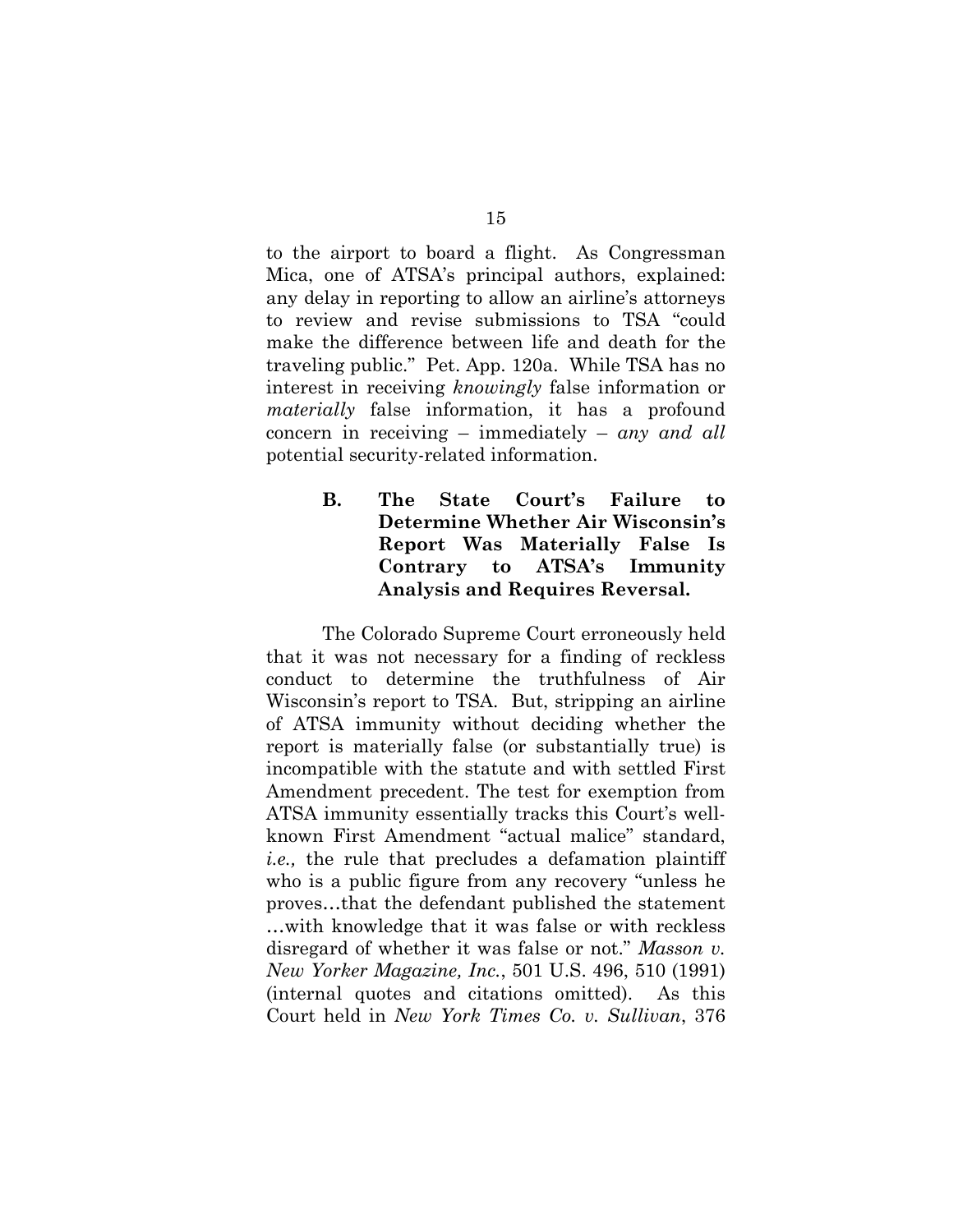to the airport to board a flight. As Congressman Mica, one of ATSA's principal authors, explained: any delay in reporting to allow an airline's attorneys to review and revise submissions to TSA "could make the difference between life and death for the traveling public." Pet. App. 120a. While TSA has no interest in receiving *knowingly* false information or *materially* false information, it has a profound concern in receiving – immediately – *any and all* potential security-related information.

### B. The State Court's Failure to Determine Whether Air Wisconsin's Report Was Materially False Is Contrary to ATSA's Immunity Analysis and Requires Reversal.

The Colorado Supreme Court erroneously held that it was not necessary for a finding of reckless conduct to determine the truthfulness of Air Wisconsin's report to TSA. But, stripping an airline of ATSA immunity without deciding whether the report is materially false (or substantially true) is incompatible with the statute and with settled First Amendment precedent. The test for exemption from ATSA immunity essentially tracks this Court's well-known First Amendment "actual malice" standard, *i.e.,* the rule that precludes a defamation plaintiff who is a public figure from any recovery "unless he proves…that the defendant published the statement …with knowledge that it was false or with reckless disregard of whether it was false or not." *Masson v. New Yorker Magazine, Inc.*, 501 U.S. 496, 510 (1991) (internal quotes and citations omitted). As this Court held in *New York Times Co. v. Sullivan*, 376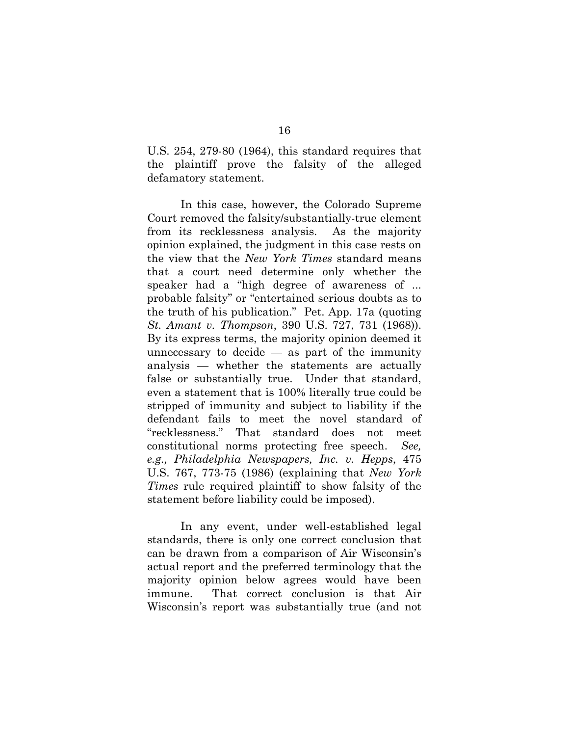U.S. 254, 279-80 (1964), this standard requires that the plaintiff prove the falsity of the alleged defamatory statement.

In this case, however, the Colorado Supreme Court removed the falsity/substantially-true element from its recklessness analysis. As the majority opinion explained, the judgment in this case rests on the view that the *New York Times* standard means that a court need determine only whether the speaker had a "high degree of awareness of ... probable falsity" or "entertained serious doubts as to the truth of his publication." Pet. App. 17a (quoting *St. Amant v. Thompson*, 390 U.S. 727, 731 (1968)). By its express terms, the majority opinion deemed it unnecessary to decide — as part of the immunity analysis — whether the statements are actually false or substantially true. Under that standard, even a statement that is 100% literally true could be stripped of immunity and subject to liability if the defendant fails to meet the novel standard of "recklessness." That standard does not meet constitutional norms protecting free speech. *See, e.g., Philadelphia Newspapers, Inc. v. Hepps*, 475 U.S. 767, 773-75 (1986) (explaining that *New York Times* rule required plaintiff to show falsity of the statement before liability could be imposed).

In any event, under well-established legal standards, there is only one correct conclusion that can be drawn from a comparison of Air Wisconsin's actual report and the preferred terminology that the majority opinion below agrees would have been immune. That correct conclusion is that Air Wisconsin's report was substantially true (and not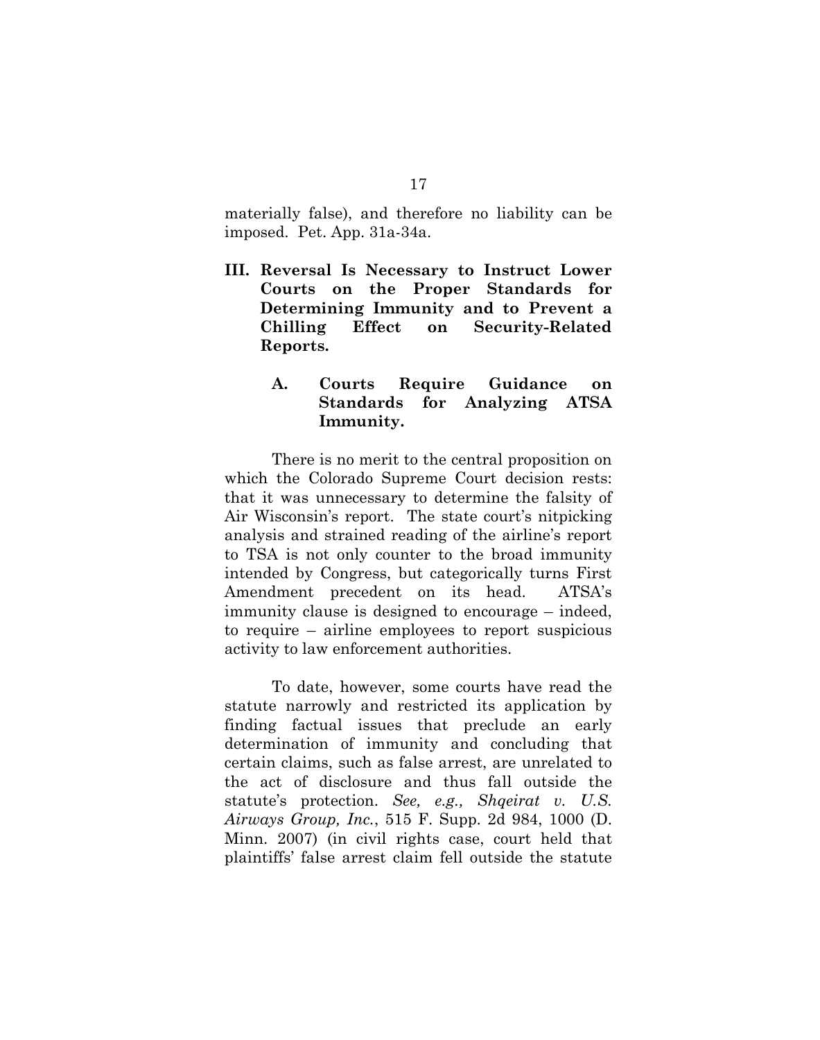materially false), and therefore no liability can be imposed. Pet. App. 31a-34a.

## III. Reversal Is Necessary to Instruct Lower Courts on the Proper Standards for Determining Immunity and to Prevent a Chilling Effect on Security-Related Reports.

### A. Courts Require Guidance on Standards for Analyzing ATSA Immunity.

There is no merit to the central proposition on which the Colorado Supreme Court decision rests: that it was unnecessary to determine the falsity of Air Wisconsin's report. The state court's nitpicking analysis and strained reading of the airline's report to TSA is not only counter to the broad immunity intended by Congress, but categorically turns First Amendment precedent on its head. ATSA's immunity clause is designed to encourage – indeed, to require – airline employees to report suspicious activity to law enforcement authorities.

To date, however, some courts have read the statute narrowly and restricted its application by finding factual issues that preclude an early determination of immunity and concluding that certain claims, such as false arrest, are unrelated to the act of disclosure and thus fall outside the statute's protection. *See, e.g., Shqeirat v. U.S. Airways Group, Inc.*, 515 F. Supp. 2d 984, 1000 (D. Minn. 2007) (in civil rights case, court held that plaintiffs' false arrest claim fell outside the statute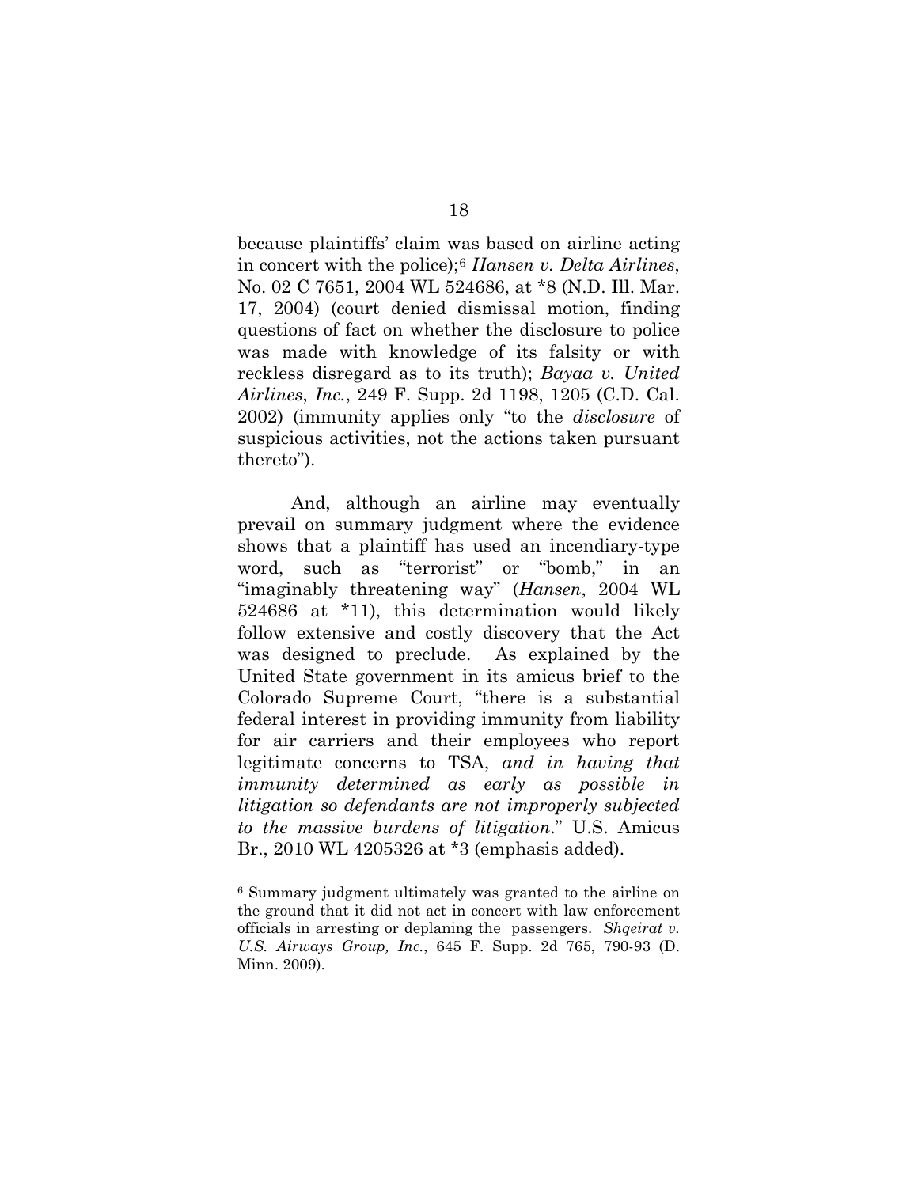because plaintiffs' claim was based on airline acting in concert with the police);[6] *Hansen v. Delta Airlines*, No. 02 C 7651, 2004 WL 524686, at *8 (N.D. Ill. Mar. 17, 2004) (court denied dismissal motion, finding questions of fact on whether the disclosure to police was made with knowledge of its falsity or with reckless disregard as to its truth); *Bayaa v. United Airlines*, *Inc.*, 249 F. Supp. 2d 1198, 1205 (C.D. Cal. 2002) (immunity applies only "to the *disclosure* of suspicious activities, not the actions taken pursuant thereto").

And, although an airline may eventually prevail on summary judgment where the evidence shows that a plaintiff has used an incendiary-type word, such as "terrorist" or "bomb," in an "imaginably threatening way" (*Hansen*, 2004 WL 524686 at *11), this determination would likely follow extensive and costly discovery that the Act was designed to preclude. As explained by the United State government in its amicus brief to the Colorado Supreme Court, "there is a substantial federal interest in providing immunity from liability for air carriers and their employees who report legitimate concerns to TSA, *and in having that immunity determined as early as possible in litigation so defendants are not improperly subjected to the massive burdens of litigation*." U.S. Amicus Br., 2010 WL 4205326 at *3 (emphasis added).

---

[6] Summary judgment ultimately was granted to the airline on the ground that it did not act in concert with law enforcement officials in arresting or deplaning the passengers. *Shqeirat v. U.S. Airways Group, Inc.*, 645 F. Supp. 2d 765, 790-93 (D. Minn. 2009).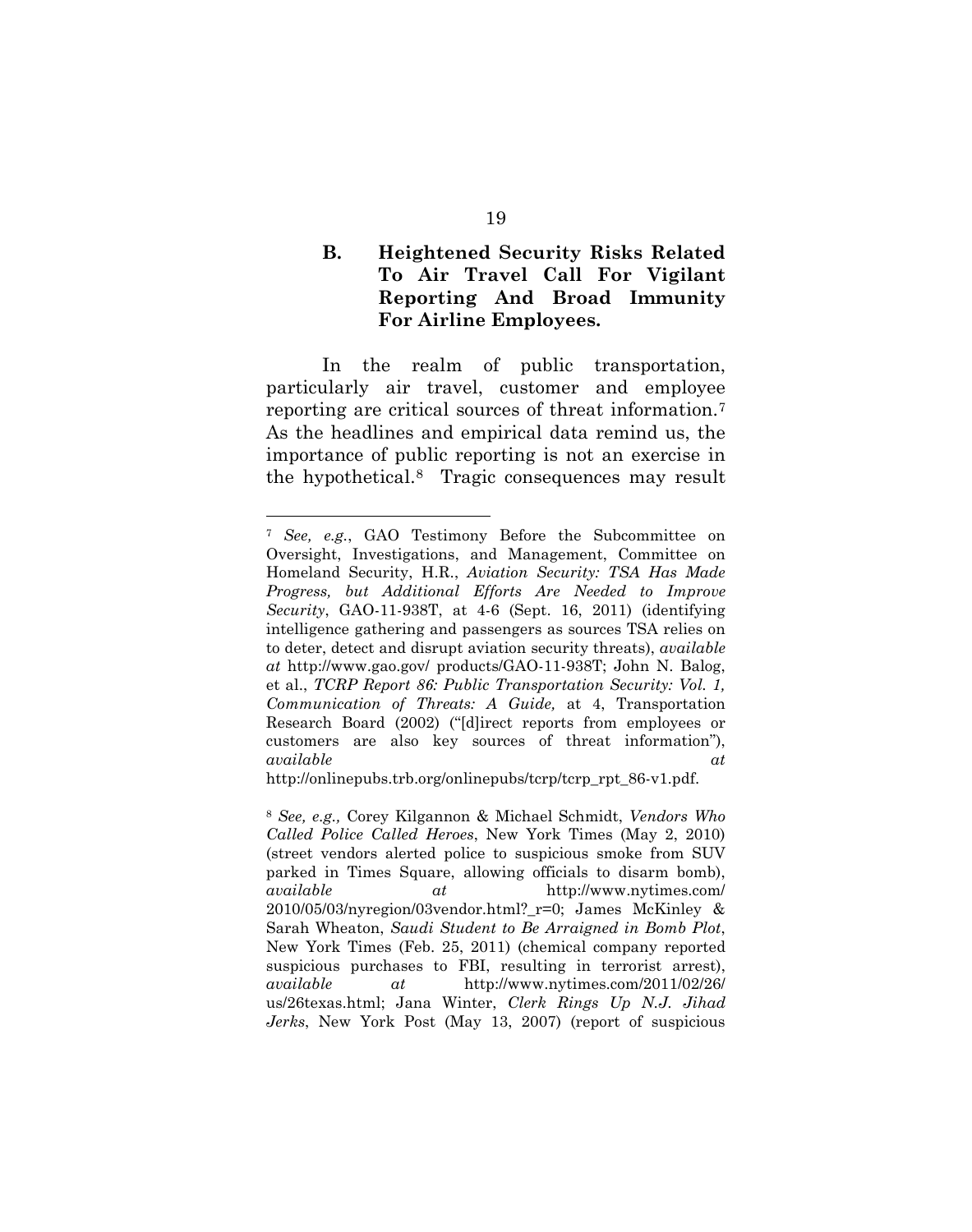### B. Heightened Security Risks Related To Air Travel Call For Vigilant Reporting And Broad Immunity For Airline Employees.

In the realm of public transportation, particularly air travel, customer and employee reporting are critical sources of threat information.[7] As the headlines and empirical data remind us, the importance of public reporting is not an exercise in the hypothetical.[8] Tragic consequences may result

---

[7] *See, e.g.*, GAO Testimony Before the Subcommittee on Oversight, Investigations, and Management, Committee on Homeland Security, H.R., *Aviation Security: TSA Has Made Progress, but Additional Efforts Are Needed to Improve Security*, GAO-11-938T, at 4-6 (Sept. 16, 2011) (identifying intelligence gathering and passengers as sources TSA relies on to deter, detect and disrupt aviation security threats), *available at* http://www.gao.gov/ products/GAO-11-938T; John N. Balog, et al., *TCRP Report 86: Public Transportation Security: Vol. 1, Communication of Threats: A Guide,* at 4, Transportation Research Board (2002) ("[d]irect reports from employees or customers are also key sources of threat information"), *available at* http://onlinepubs.trb.org/onlinepubs/tcrp/tcrp_rpt_86-v1.pdf.

[8] *See, e.g.,* Corey Kilgannon & Michael Schmidt, *Vendors Who Called Police Called Heroes*, New York Times (May 2, 2010) (street vendors alerted police to suspicious smoke from SUV parked in Times Square, allowing officials to disarm bomb), *available at* http://www.nytimes.com/ 2010/05/03/nyregion/03vendor.html?_r=0; James McKinley & Sarah Wheaton, *Saudi Student to Be Arraigned in Bomb Plot*, New York Times (Feb. 25, 2011) (chemical company reported suspicious purchases to FBI, resulting in terrorist arrest), *available at* http://www.nytimes.com/2011/02/26/ us/26texas.html; Jana Winter, *Clerk Rings Up N.J. Jihad Jerks*, New York Post (May 13, 2007) (report of suspicious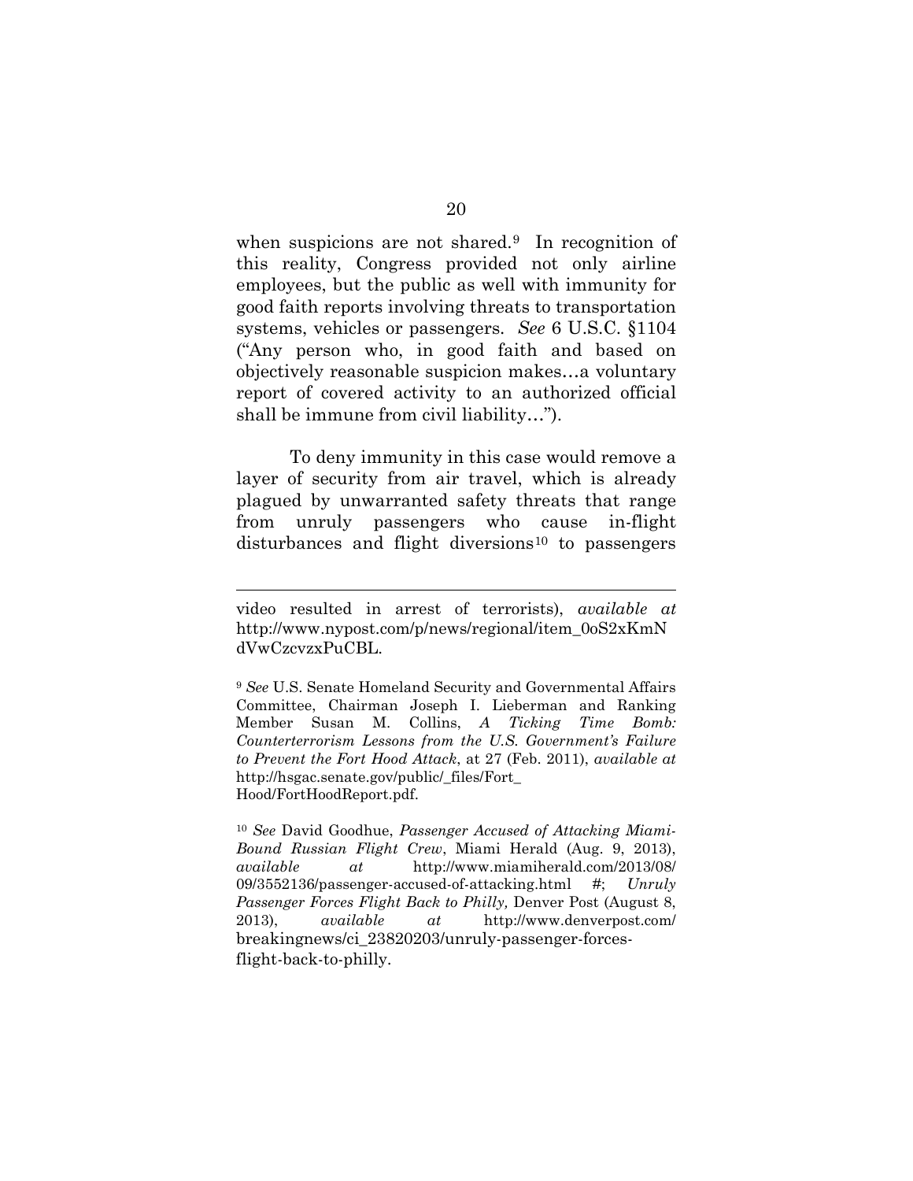when suspicions are not shared.[9] In recognition of this reality, Congress provided not only airline employees, but the public as well with immunity for good faith reports involving threats to transportation systems, vehicles or passengers. *See* 6 U.S.C. §1104 ("Any person who, in good faith and based on objectively reasonable suspicion makes…a voluntary report of covered activity to an authorized official shall be immune from civil liability…").

To deny immunity in this case would remove a layer of security from air travel, which is already plagued by unwarranted safety threats that range from unruly passengers who cause in-flight disturbances and flight diversions[10] to passengers

---

video resulted in arrest of terrorists), *available at* http://www.nypost.com/p/news/regional/item_0oS2xKmNdVwCzcvzxPuCBL.

[9] *See* U.S. Senate Homeland Security and Governmental Affairs Committee, Chairman Joseph I. Lieberman and Ranking Member Susan M. Collins, *A Ticking Time Bomb: Counterterrorism Lessons from the U.S. Government's Failure to Prevent the Fort Hood Attack*, at 27 (Feb. 2011), *available at* http://hsgac.senate.gov/public/_files/Fort_Hood/FortHoodReport.pdf.

[10] *See* David Goodhue, *Passenger Accused of Attacking Miami-Bound Russian Flight Crew*, Miami Herald (Aug. 9, 2013), *available at* http://www.miamiherald.com/2013/08/09/3552136/passenger-accused-of-attacking.html #; *Unruly Passenger Forces Flight Back to Philly,* Denver Post (August 8, 2013), *available at* http://www.denverpost.com/breakingnews/ci_23820203/unruly-passenger-forces-flight-back-to-philly.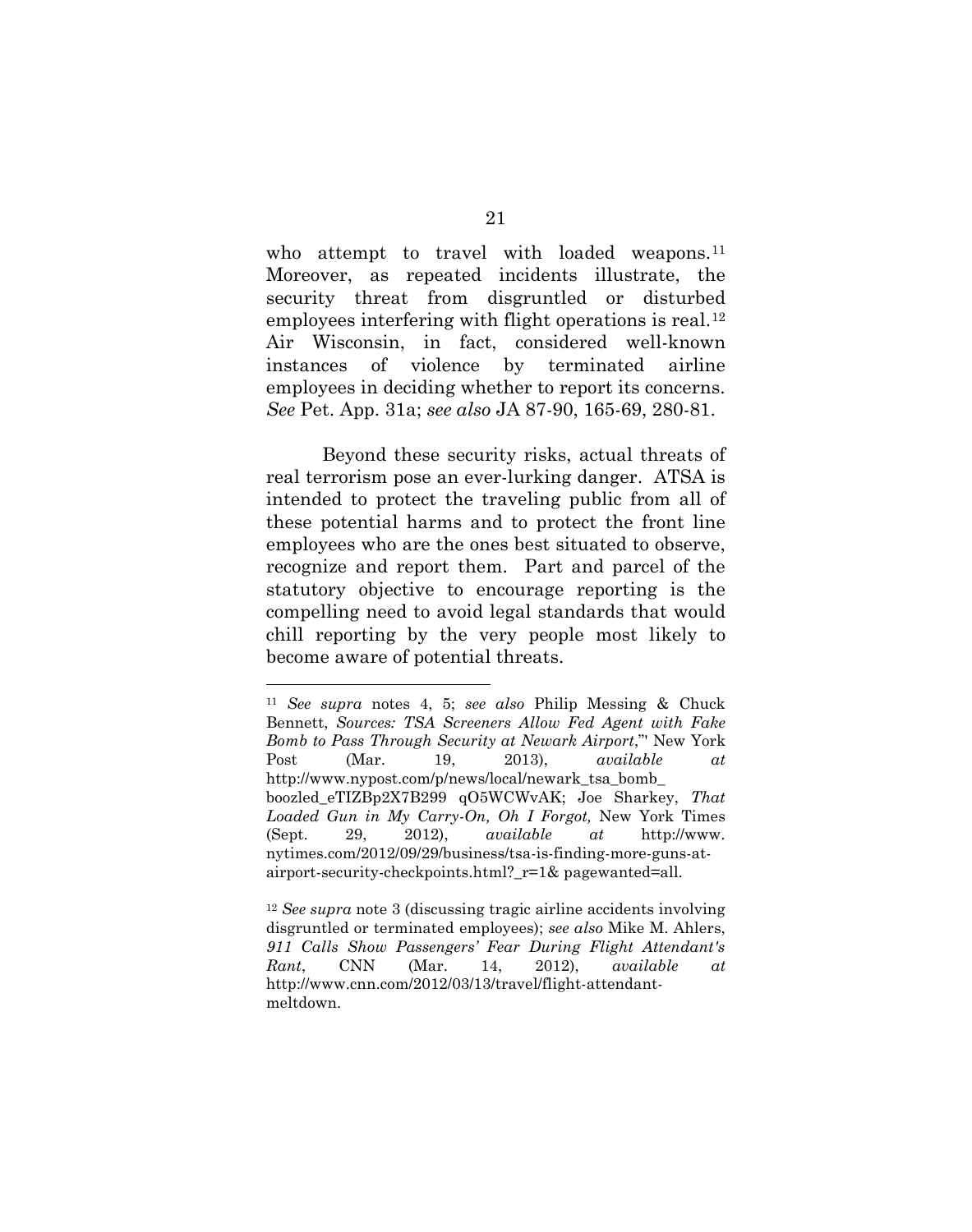who attempt to travel with loaded weapons.[11] Moreover, as repeated incidents illustrate, the security threat from disgruntled or disturbed employees interfering with flight operations is real.[12] Air Wisconsin, in fact, considered well-known instances of violence by terminated airline employees in deciding whether to report its concerns. *See* Pet. App. 31a; *see also* JA 87-90, 165-69, 280-81.

Beyond these security risks, actual threats of real terrorism pose an ever-lurking danger. ATSA is intended to protect the traveling public from all of these potential harms and to protect the front line employees who are the ones best situated to observe, recognize and report them. Part and parcel of the statutory objective to encourage reporting is the compelling need to avoid legal standards that would chill reporting by the very people most likely to become aware of potential threats.

---

[11] *See supra* notes 4, 5; *see also* Philip Messing & Chuck Bennett, *Sources: TSA Screeners Allow Fed Agent with Fake Bomb to Pass Through Security at Newark Airport*,"' New York Post (Mar. 19, 2013), *available at* http://www.nypost.com/p/news/local/newark_tsa_bomb_boozled_eTIZBp2X7B299 qO5WCWvAK; Joe Sharkey, *That Loaded Gun in My Carry-On, Oh I Forgot,* New York Times (Sept. 29, 2012), *available at* http://www.nytimes.com/2012/09/29/business/tsa-is-finding-more-guns-at-airport-security-checkpoints.html?_r=1& pagewanted=all.

[12] *See supra* note 3 (discussing tragic airline accidents involving disgruntled or terminated employees); *see also* Mike M. Ahlers, *911 Calls Show Passengers' Fear During Flight Attendant's Rant*, CNN (Mar. 14, 2012), *available at* http://www.cnn.com/2012/03/13/travel/flight-attendant-meltdown.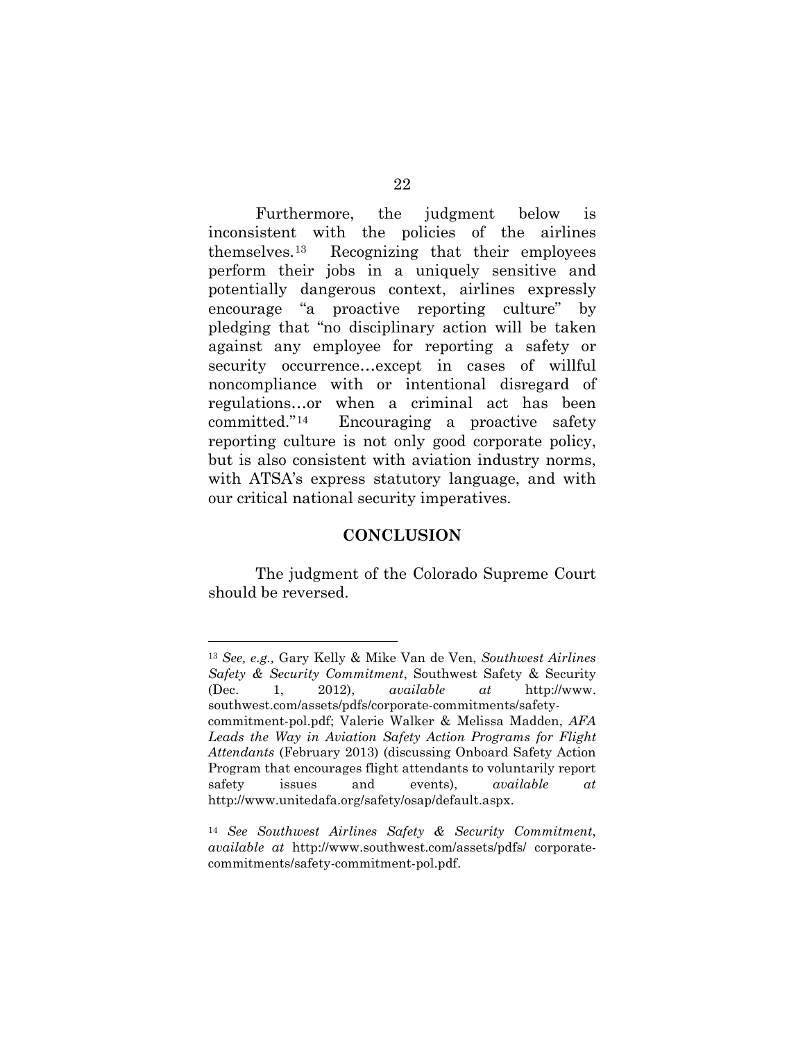Furthermore, the judgment below is inconsistent with the policies of the airlines themselves.[13] Recognizing that their employees perform their jobs in a uniquely sensitive and potentially dangerous context, airlines expressly encourage "a proactive reporting culture" by pledging that "no disciplinary action will be taken against any employee for reporting a safety or security occurrence…except in cases of willful noncompliance with or intentional disregard of regulations…or when a criminal act has been committed."[14] Encouraging a proactive safety reporting culture is not only good corporate policy, but is also consistent with aviation industry norms, with ATSA's express statutory language, and with our critical national security imperatives.

## CONCLUSION

The judgment of the Colorado Supreme Court should be reversed.

---

[13] *See, e.g.,* Gary Kelly & Mike Van de Ven, *Southwest Airlines Safety & Security Commitment*, Southwest Safety & Security (Dec. 1, 2012), *available at* http://www.southwest.com/assets/pdfs/corporate-commitments/safety-commitment-pol.pdf; Valerie Walker & Melissa Madden, *AFA Leads the Way in Aviation Safety Action Programs for Flight Attendants* (February 2013) (discussing Onboard Safety Action Program that encourages flight attendants to voluntarily report safety issues and events), *available at* http://www.unitedafa.org/safety/osap/default.aspx.

[14] *See Southwest Airlines Safety & Security Commitment*, *available at* http://www.southwest.com/assets/pdfs/ corporate-commitments/safety-commitment-pol.pdf.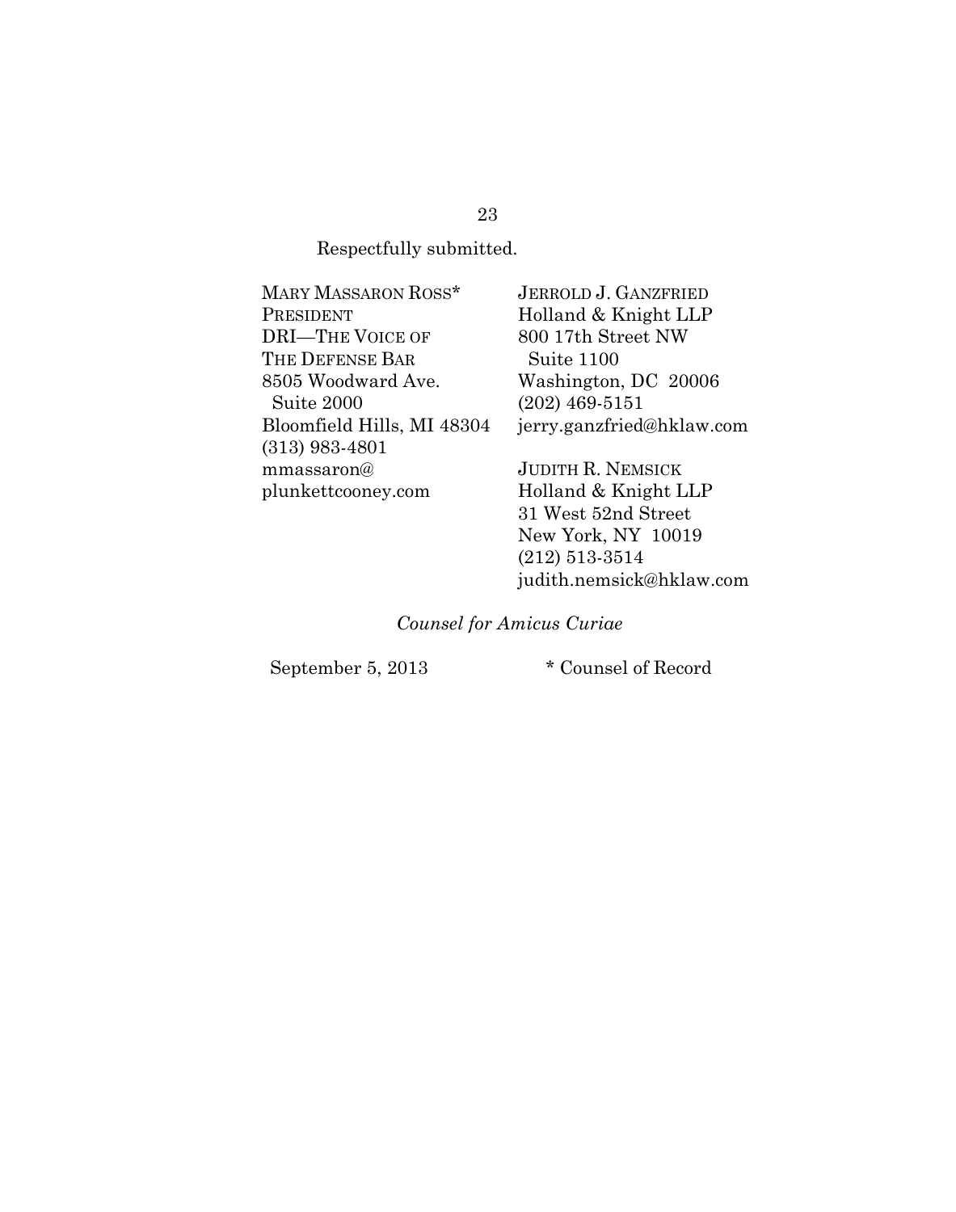Respectfully submitted.

MARY MASSARON ROSS*
PRESIDENT
DRI—THE VOICE OF
THE DEFENSE BAR
8505 Woodward Ave.
Suite 2000
Bloomfield Hills, MI 48304
(313) 983-4801
mmassaron@
plunkettcooney.com

JERROLD J. GANZFRIED
Holland & Knight LLP
800 17th Street NW
Suite 1100
Washington, DC 20006
(202) 469-5151
jerry.ganzfried@hklaw.com

JUDITH R. NEMSICK
Holland & Knight LLP
31 West 52nd Street
New York, NY 10019
(212) 513-3514
judith.nemsick@hklaw.com

*Counsel for Amicus Curiae*

September 5, 2013

* Counsel of Record